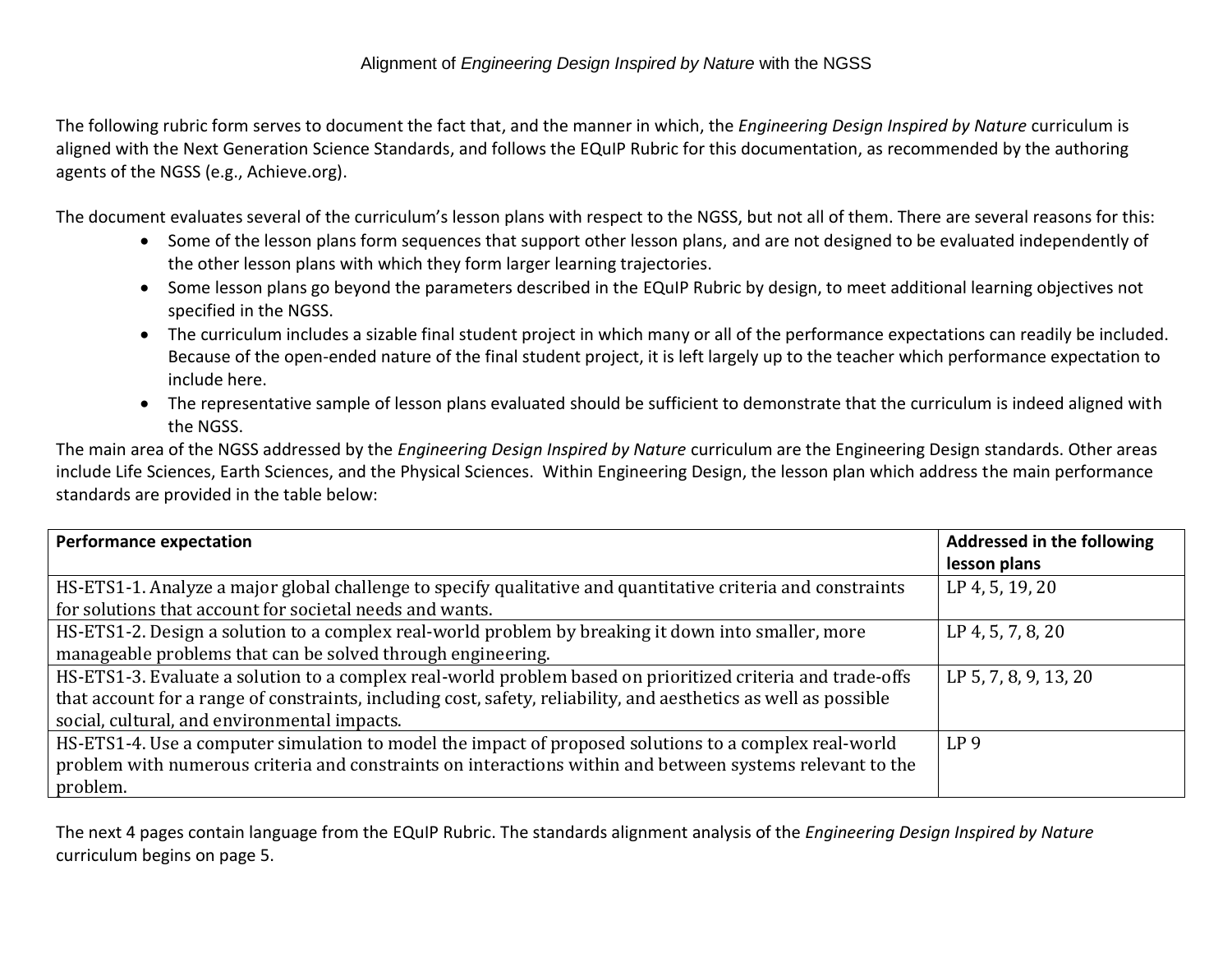# Alignment of *Engineering Design Inspired by Nature* with the NGSS

The following rubric form serves to document the fact that, and the manner in which, the *Engineering Design Inspired by Nature* curriculum is aligned with the Next Generation Science Standards, and follows the EQuIP Rubric for this documentation, as recommended by the authoring agents of the NGSS (e.g., Achieve.org).

The document evaluates several of the curriculum's lesson plans with respect to the NGSS, but not all of them. There are several reasons for this:

- Some of the lesson plans form sequences that support other lesson plans, and are not designed to be evaluated independently of the other lesson plans with which they form larger learning trajectories.
- Some lesson plans go beyond the parameters described in the EQuIP Rubric by design, to meet additional learning objectives not specified in the NGSS.
- The curriculum includes a sizable final student project in which many or all of the performance expectations can readily be included. Because of the open-ended nature of the final student project, it is left largely up to the teacher which performance expectation to include here.
- The representative sample of lesson plans evaluated should be sufficient to demonstrate that the curriculum is indeed aligned with the NGSS.

The main area of the NGSS addressed by the *Engineering Design Inspired by Nature* curriculum are the Engineering Design standards. Other areas include Life Sciences, Earth Sciences, and the Physical Sciences. Within Engineering Design, the lesson plan which address the main performance standards are provided in the table below:

| **Performance expectation** | **Addressed in the following lesson plans** |
| --- | --- |
| HS-ETS1-1. Analyze a major global challenge to specify qualitative and quantitative criteria and constraints for solutions that account for societal needs and wants. | LP 4, 5, 19, 20 |
| HS-ETS1-2. Design a solution to a complex real-world problem by breaking it down into smaller, more manageable problems that can be solved through engineering. | LP 4, 5, 7, 8, 20 |
| HS-ETS1-3. Evaluate a solution to a complex real-world problem based on prioritized criteria and trade-offs that account for a range of constraints, including cost, safety, reliability, and aesthetics as well as possible social, cultural, and environmental impacts. | LP 5, 7, 8, 9, 13, 20 |
| HS-ETS1-4. Use a computer simulation to model the impact of proposed solutions to a complex real-world problem with numerous criteria and constraints on interactions within and between systems relevant to the problem. | LP 9 |

The next 4 pages contain language from the EQuIP Rubric. The standards alignment analysis of the *Engineering Design Inspired by Nature* curriculum begins on page 5.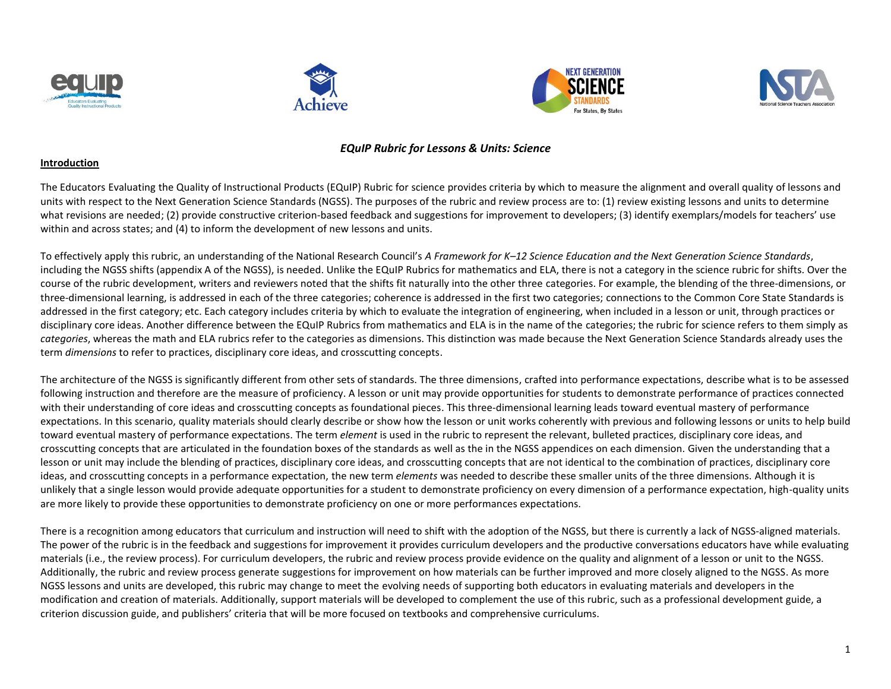*EQuIP Rubric for Lessons & Units: Science*

**Introduction**

The Educators Evaluating the Quality of Instructional Products (EQuIP) Rubric for science provides criteria by which to measure the alignment and overall quality of lessons and units with respect to the Next Generation Science Standards (NGSS). The purposes of the rubric and review process are to: (1) review existing lessons and units to determine what revisions are needed; (2) provide constructive criterion-based feedback and suggestions for improvement to developers; (3) identify exemplars/models for teachers' use within and across states; and (4) to inform the development of new lessons and units.

To effectively apply this rubric, an understanding of the National Research Council's *A Framework for K–12 Science Education and the Next Generation Science Standards*, including the NGSS shifts (appendix A of the NGSS), is needed. Unlike the EQuIP Rubrics for mathematics and ELA, there is not a category in the science rubric for shifts. Over the course of the rubric development, writers and reviewers noted that the shifts fit naturally into the other three categories. For example, the blending of the three-dimensions, or three-dimensional learning, is addressed in each of the three categories; coherence is addressed in the first two categories; connections to the Common Core State Standards is addressed in the first category; etc. Each category includes criteria by which to evaluate the integration of engineering, when included in a lesson or unit, through practices or disciplinary core ideas. Another difference between the EQuIP Rubrics from mathematics and ELA is in the name of the categories; the rubric for science refers to them simply as *categories*, whereas the math and ELA rubrics refer to the categories as dimensions. This distinction was made because the Next Generation Science Standards already uses the term *dimensions* to refer to practices, disciplinary core ideas, and crosscutting concepts.

The architecture of the NGSS is significantly different from other sets of standards. The three dimensions, crafted into performance expectations, describe what is to be assessed following instruction and therefore are the measure of proficiency. A lesson or unit may provide opportunities for students to demonstrate performance of practices connected with their understanding of core ideas and crosscutting concepts as foundational pieces. This three-dimensional learning leads toward eventual mastery of performance expectations. In this scenario, quality materials should clearly describe or show how the lesson or unit works coherently with previous and following lessons or units to help build toward eventual mastery of performance expectations. The term *element* is used in the rubric to represent the relevant, bulleted practices, disciplinary core ideas, and crosscutting concepts that are articulated in the foundation boxes of the standards as well as the in the NGSS appendices on each dimension. Given the understanding that a lesson or unit may include the blending of practices, disciplinary core ideas, and crosscutting concepts that are not identical to the combination of practices, disciplinary core ideas, and crosscutting concepts in a performance expectation, the new term *elements* was needed to describe these smaller units of the three dimensions. Although it is unlikely that a single lesson would provide adequate opportunities for a student to demonstrate proficiency on every dimension of a performance expectation, high-quality units are more likely to provide these opportunities to demonstrate proficiency on one or more performances expectations.

There is a recognition among educators that curriculum and instruction will need to shift with the adoption of the NGSS, but there is currently a lack of NGSS-aligned materials. The power of the rubric is in the feedback and suggestions for improvement it provides curriculum developers and the productive conversations educators have while evaluating materials (i.e., the review process). For curriculum developers, the rubric and review process provide evidence on the quality and alignment of a lesson or unit to the NGSS. Additionally, the rubric and review process generate suggestions for improvement on how materials can be further improved and more closely aligned to the NGSS. As more NGSS lessons and units are developed, this rubric may change to meet the evolving needs of supporting both educators in evaluating materials and developers in the modification and creation of materials. Additionally, support materials will be developed to complement the use of this rubric, such as a professional development guide, a criterion discussion guide, and publishers' criteria that will be more focused on textbooks and comprehensive curriculums.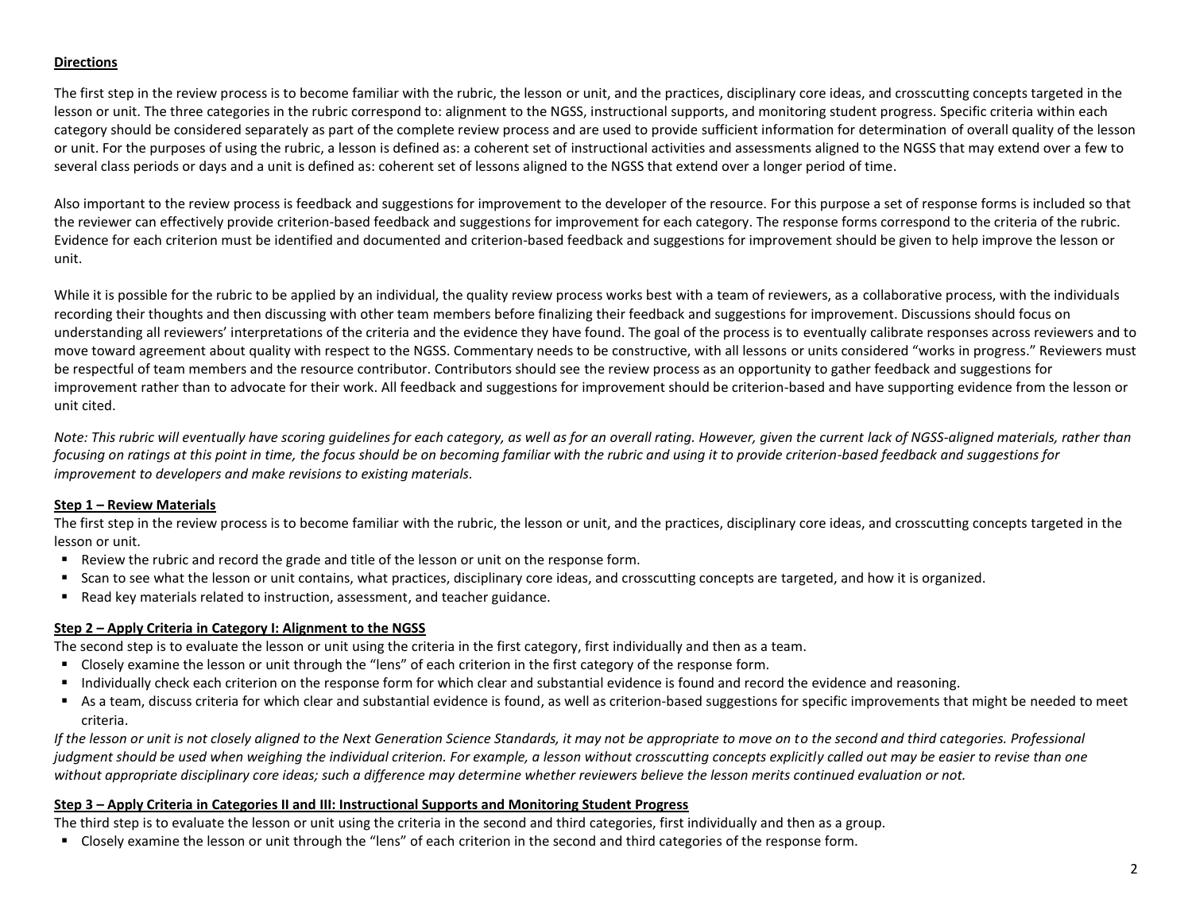**Directions**

The first step in the review process is to become familiar with the rubric, the lesson or unit, and the practices, disciplinary core ideas, and crosscutting concepts targeted in the lesson or unit. The three categories in the rubric correspond to: alignment to the NGSS, instructional supports, and monitoring student progress. Specific criteria within each category should be considered separately as part of the complete review process and are used to provide sufficient information for determination of overall quality of the lesson or unit. For the purposes of using the rubric, a lesson is defined as: a coherent set of instructional activities and assessments aligned to the NGSS that may extend over a few to several class periods or days and a unit is defined as: coherent set of lessons aligned to the NGSS that extend over a longer period of time.

Also important to the review process is feedback and suggestions for improvement to the developer of the resource. For this purpose a set of response forms is included so that the reviewer can effectively provide criterion-based feedback and suggestions for improvement for each category. The response forms correspond to the criteria of the rubric. Evidence for each criterion must be identified and documented and criterion-based feedback and suggestions for improvement should be given to help improve the lesson or unit.

While it is possible for the rubric to be applied by an individual, the quality review process works best with a team of reviewers, as a collaborative process, with the individuals recording their thoughts and then discussing with other team members before finalizing their feedback and suggestions for improvement. Discussions should focus on understanding all reviewers' interpretations of the criteria and the evidence they have found. The goal of the process is to eventually calibrate responses across reviewers and to move toward agreement about quality with respect to the NGSS. Commentary needs to be constructive, with all lessons or units considered "works in progress." Reviewers must be respectful of team members and the resource contributor. Contributors should see the review process as an opportunity to gather feedback and suggestions for improvement rather than to advocate for their work. All feedback and suggestions for improvement should be criterion-based and have supporting evidence from the lesson or unit cited.

*Note: This rubric will eventually have scoring guidelines for each category, as well as for an overall rating. However, given the current lack of NGSS-aligned materials, rather than focusing on ratings at this point in time, the focus should be on becoming familiar with the rubric and using it to provide criterion-based feedback and suggestions for improvement to developers and make revisions to existing materials.*

**Step 1 – Review Materials**

The first step in the review process is to become familiar with the rubric, the lesson or unit, and the practices, disciplinary core ideas, and crosscutting concepts targeted in the lesson or unit.

- Review the rubric and record the grade and title of the lesson or unit on the response form.
- Scan to see what the lesson or unit contains, what practices, disciplinary core ideas, and crosscutting concepts are targeted, and how it is organized.
- Read key materials related to instruction, assessment, and teacher guidance.

**Step 2 – Apply Criteria in Category I: Alignment to the NGSS**

The second step is to evaluate the lesson or unit using the criteria in the first category, first individually and then as a team.

- Closely examine the lesson or unit through the "lens" of each criterion in the first category of the response form.
- Individually check each criterion on the response form for which clear and substantial evidence is found and record the evidence and reasoning.
- As a team, discuss criteria for which clear and substantial evidence is found, as well as criterion-based suggestions for specific improvements that might be needed to meet criteria.

*If the lesson or unit is not closely aligned to the Next Generation Science Standards, it may not be appropriate to move on to the second and third categories. Professional judgment should be used when weighing the individual criterion. For example, a lesson without crosscutting concepts explicitly called out may be easier to revise than one without appropriate disciplinary core ideas; such a difference may determine whether reviewers believe the lesson merits continued evaluation or not.*

**Step 3 – Apply Criteria in Categories II and III: Instructional Supports and Monitoring Student Progress**

The third step is to evaluate the lesson or unit using the criteria in the second and third categories, first individually and then as a group.

- Closely examine the lesson or unit through the "lens" of each criterion in the second and third categories of the response form.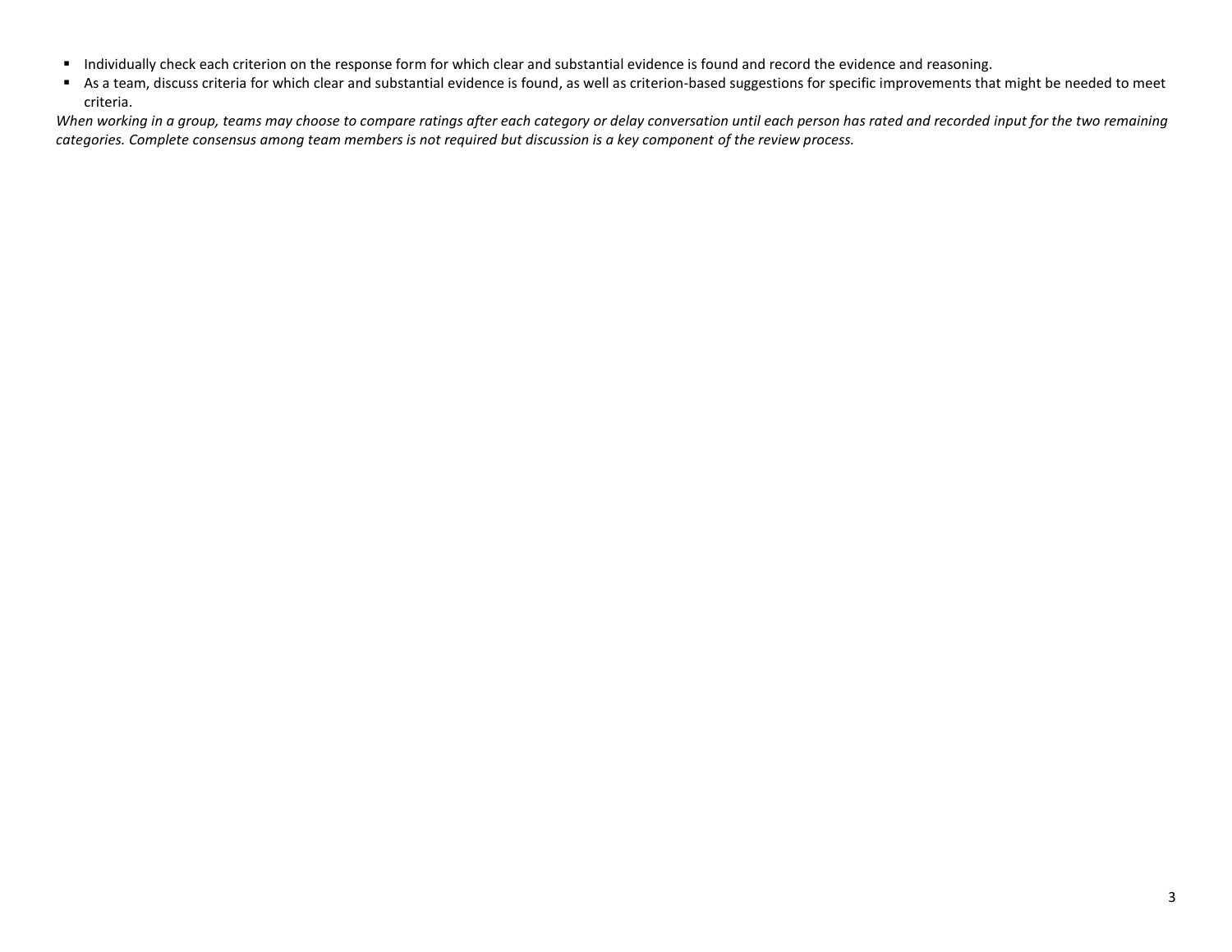- Individually check each criterion on the response form for which clear and substantial evidence is found and record the evidence and reasoning.
- As a team, discuss criteria for which clear and substantial evidence is found, as well as criterion-based suggestions for specific improvements that might be needed to meet criteria.

*When working in a group, teams may choose to compare ratings after each category or delay conversation until each person has rated and recorded input for the two remaining categories. Complete consensus among team members is not required but discussion is a key component of the review process.*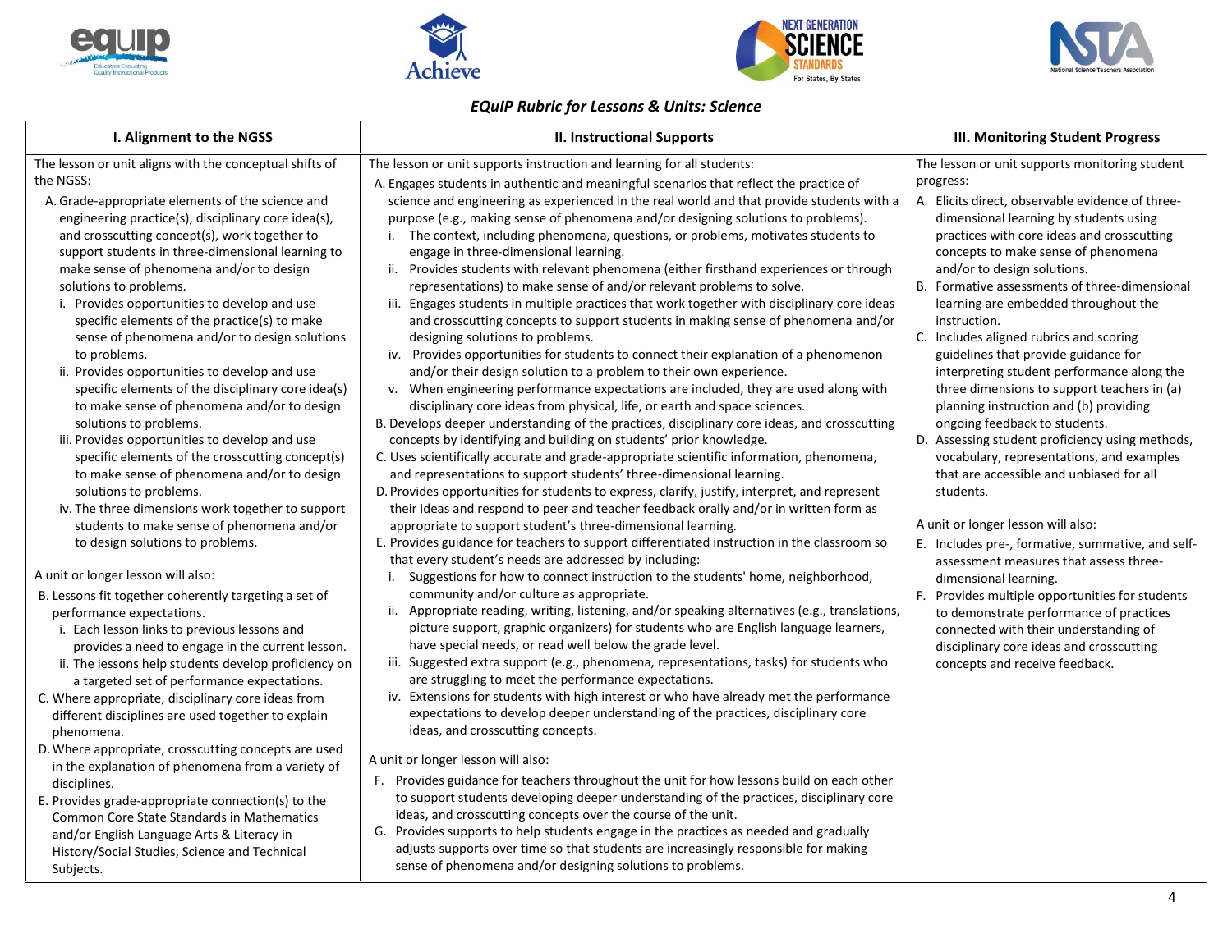*EQuIP Rubric for Lessons & Units: Science*

## I. Alignment to the NGSS

The lesson or unit aligns with the conceptual shifts of the NGSS:

A. Grade-appropriate elements of the science and engineering practice(s), disciplinary core idea(s), and crosscutting concept(s), work together to support students in three-dimensional learning to make sense of phenomena and/or to design solutions to problems.
   - i. Provides opportunities to develop and use specific elements of the practice(s) to make sense of phenomena and/or to design solutions to problems.
   - ii. Provides opportunities to develop and use specific elements of the disciplinary core idea(s) to make sense of phenomena and/or to design solutions to problems.
   - iii. Provides opportunities to develop and use specific elements of the crosscutting concept(s) to make sense of phenomena and/or to design solutions to problems.
   - iv. The three dimensions work together to support students to make sense of phenomena and/or to design solutions to problems.

A unit or longer lesson will also:

B. Lessons fit together coherently targeting a set of performance expectations.
   - i. Each lesson links to previous lessons and provides a need to engage in the current lesson.
   - ii. The lessons help students develop proficiency on a targeted set of performance expectations.

C. Where appropriate, disciplinary core ideas from different disciplines are used together to explain phenomena.

D. Where appropriate, crosscutting concepts are used in the explanation of phenomena from a variety of disciplines.

E. Provides grade-appropriate connection(s) to the Common Core State Standards in Mathematics and/or English Language Arts & Literacy in History/Social Studies, Science and Technical Subjects.

## II. Instructional Supports

The lesson or unit supports instruction and learning for all students:

A. Engages students in authentic and meaningful scenarios that reflect the practice of science and engineering as experienced in the real world and that provide students with a purpose (e.g., making sense of phenomena and/or designing solutions to problems).
   - i. The context, including phenomena, questions, or problems, motivates students to engage in three-dimensional learning.
   - ii. Provides students with relevant phenomena (either firsthand experiences or through representations) to make sense of and/or relevant problems to solve.
   - iii. Engages students in multiple practices that work together with disciplinary core ideas and crosscutting concepts to support students in making sense of phenomena and/or designing solutions to problems.
   - iv. Provides opportunities for students to connect their explanation of a phenomenon and/or their design solution to a problem to their own experience.
   - v. When engineering performance expectations are included, they are used along with disciplinary core ideas from physical, life, or earth and space sciences.

B. Develops deeper understanding of the practices, disciplinary core ideas, and crosscutting concepts by identifying and building on students' prior knowledge.

C. Uses scientifically accurate and grade-appropriate scientific information, phenomena, and representations to support students' three-dimensional learning.

D. Provides opportunities for students to express, clarify, justify, interpret, and represent their ideas and respond to peer and teacher feedback orally and/or in written form as appropriate to support student's three-dimensional learning.

E. Provides guidance for teachers to support differentiated instruction in the classroom so that every student's needs are addressed by including:
   - i. Suggestions for how to connect instruction to the students' home, neighborhood, community and/or culture as appropriate.
   - ii. Appropriate reading, writing, listening, and/or speaking alternatives (e.g., translations, picture support, graphic organizers) for students who are English language learners, have special needs, or read well below the grade level.
   - iii. Suggested extra support (e.g., phenomena, representations, tasks) for students who are struggling to meet the performance expectations.
   - iv. Extensions for students with high interest or who have already met the performance expectations to develop deeper understanding of the practices, disciplinary core ideas, and crosscutting concepts.

A unit or longer lesson will also:

F. Provides guidance for teachers throughout the unit for how lessons build on each other to support students developing deeper understanding of the practices, disciplinary core ideas, and crosscutting concepts over the course of the unit.

G. Provides supports to help students engage in the practices as needed and gradually adjusts supports over time so that students are increasingly responsible for making sense of phenomena and/or designing solutions to problems.

## III. Monitoring Student Progress

The lesson or unit supports monitoring student progress:

A. Elicits direct, observable evidence of three-dimensional learning by students using practices with core ideas and crosscutting concepts to make sense of phenomena and/or to design solutions.

B. Formative assessments of three-dimensional learning are embedded throughout the instruction.

C. Includes aligned rubrics and scoring guidelines that provide guidance for interpreting student performance along the three dimensions to support teachers in (a) planning instruction and (b) providing ongoing feedback to students.

D. Assessing student proficiency using methods, vocabulary, representations, and examples that are accessible and unbiased for all students.

A unit or longer lesson will also:

E. Includes pre-, formative, summative, and self-assessment measures that assess three-dimensional learning.

F. Provides multiple opportunities for students to demonstrate performance of practices connected with their understanding of disciplinary core ideas and crosscutting concepts and receive feedback.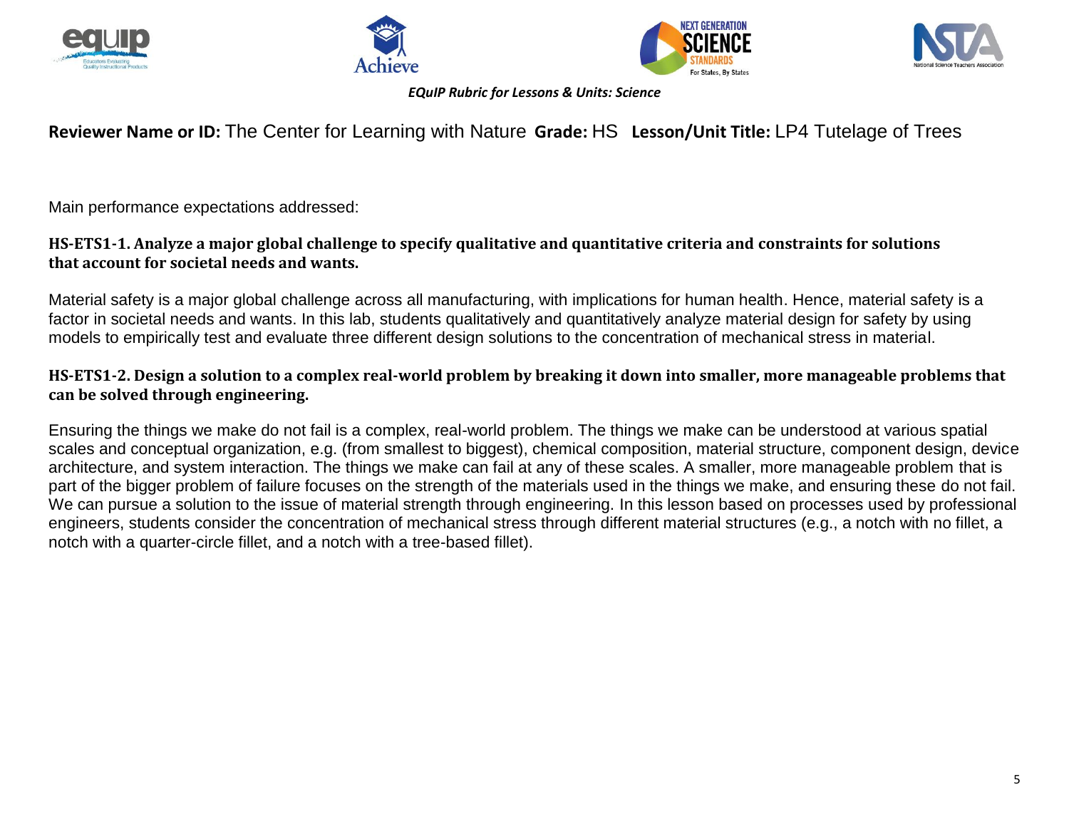*EQuIP Rubric for Lessons & Units: Science*

**Reviewer Name or ID:** The Center for Learning with Nature **Grade:** HS **Lesson/Unit Title:** LP4 Tutelage of Trees

Main performance expectations addressed:

**HS-ETS1-1. Analyze a major global challenge to specify qualitative and quantitative criteria and constraints for solutions that account for societal needs and wants.**

Material safety is a major global challenge across all manufacturing, with implications for human health. Hence, material safety is a factor in societal needs and wants. In this lab, students qualitatively and quantitatively analyze material design for safety by using models to empirically test and evaluate three different design solutions to the concentration of mechanical stress in material.

**HS-ETS1-2. Design a solution to a complex real-world problem by breaking it down into smaller, more manageable problems that can be solved through engineering.**

Ensuring the things we make do not fail is a complex, real-world problem. The things we make can be understood at various spatial scales and conceptual organization, e.g. (from smallest to biggest), chemical composition, material structure, component design, device architecture, and system interaction. The things we make can fail at any of these scales. A smaller, more manageable problem that is part of the bigger problem of failure focuses on the strength of the materials used in the things we make, and ensuring these do not fail. We can pursue a solution to the issue of material strength through engineering. In this lesson based on processes used by professional engineers, students consider the concentration of mechanical stress through different material structures (e.g., a notch with no fillet, a notch with a quarter-circle fillet, and a notch with a tree-based fillet).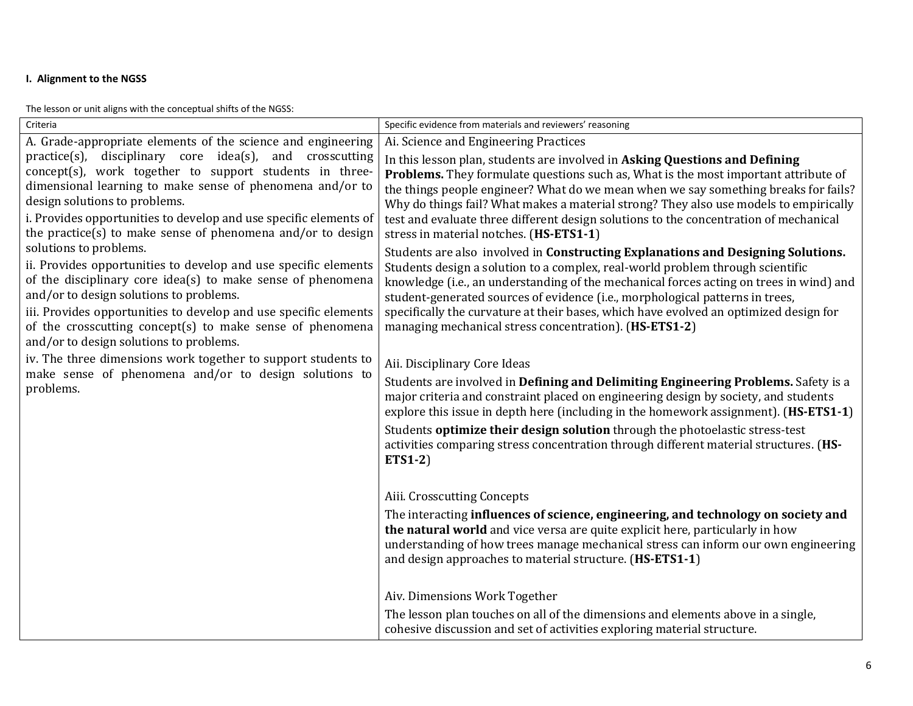**I. Alignment to the NGSS**

The lesson or unit aligns with the conceptual shifts of the NGSS:

| Criteria | Specific evidence from materials and reviewers' reasoning |
|---|---|
| A. Grade-appropriate elements of the science and engineering practice(s), disciplinary core idea(s), and crosscutting concept(s), work together to support students in three-dimensional learning to make sense of phenomena and/or to design solutions to problems.<br><br>i. Provides opportunities to develop and use specific elements of the practice(s) to make sense of phenomena and/or to design solutions to problems.<br><br>ii. Provides opportunities to develop and use specific elements of the disciplinary core idea(s) to make sense of phenomena and/or to design solutions to problems.<br><br>iii. Provides opportunities to develop and use specific elements of the crosscutting concept(s) to make sense of phenomena and/or to design solutions to problems.<br><br>iv. The three dimensions work together to support students to make sense of phenomena and/or to design solutions to problems. | Ai. Science and Engineering Practices<br><br>In this lesson plan, students are involved in **Asking Questions and Defining Problems.** They formulate questions such as, What is the most important attribute of the things people engineer? What do we mean when we say something breaks for fails? Why do things fail? What makes a material strong? They also use models to empirically test and evaluate three different design solutions to the concentration of mechanical stress in material notches. (**HS-ETS1-1**)<br><br>Students are also involved in **Constructing Explanations and Designing Solutions.** Students design a solution to a complex, real-world problem through scientific knowledge (i.e., an understanding of the mechanical forces acting on trees in wind) and student-generated sources of evidence (i.e., morphological patterns in trees, specifically the curvature at their bases, which have evolved an optimized design for managing mechanical stress concentration). (**HS-ETS1-2**)<br><br>Aii. Disciplinary Core Ideas<br><br>Students are involved in **Defining and Delimiting Engineering Problems.** Safety is a major criteria and constraint placed on engineering design by society, and students explore this issue in depth here (including in the homework assignment). (**HS-ETS1-1**)<br><br>Students **optimize their design solution** through the photoelastic stress-test activities comparing stress concentration through different material structures. (**HS-ETS1-2**)<br><br>Aiii. Crosscutting Concepts<br><br>The interacting **influences of science, engineering, and technology on society and the natural world** and vice versa are quite explicit here, particularly in how understanding of how trees manage mechanical stress can inform our own engineering and design approaches to material structure. (**HS-ETS1-1**)<br><br>Aiv. Dimensions Work Together<br><br>The lesson plan touches on all of the dimensions and elements above in a single, cohesive discussion and set of activities exploring material structure. |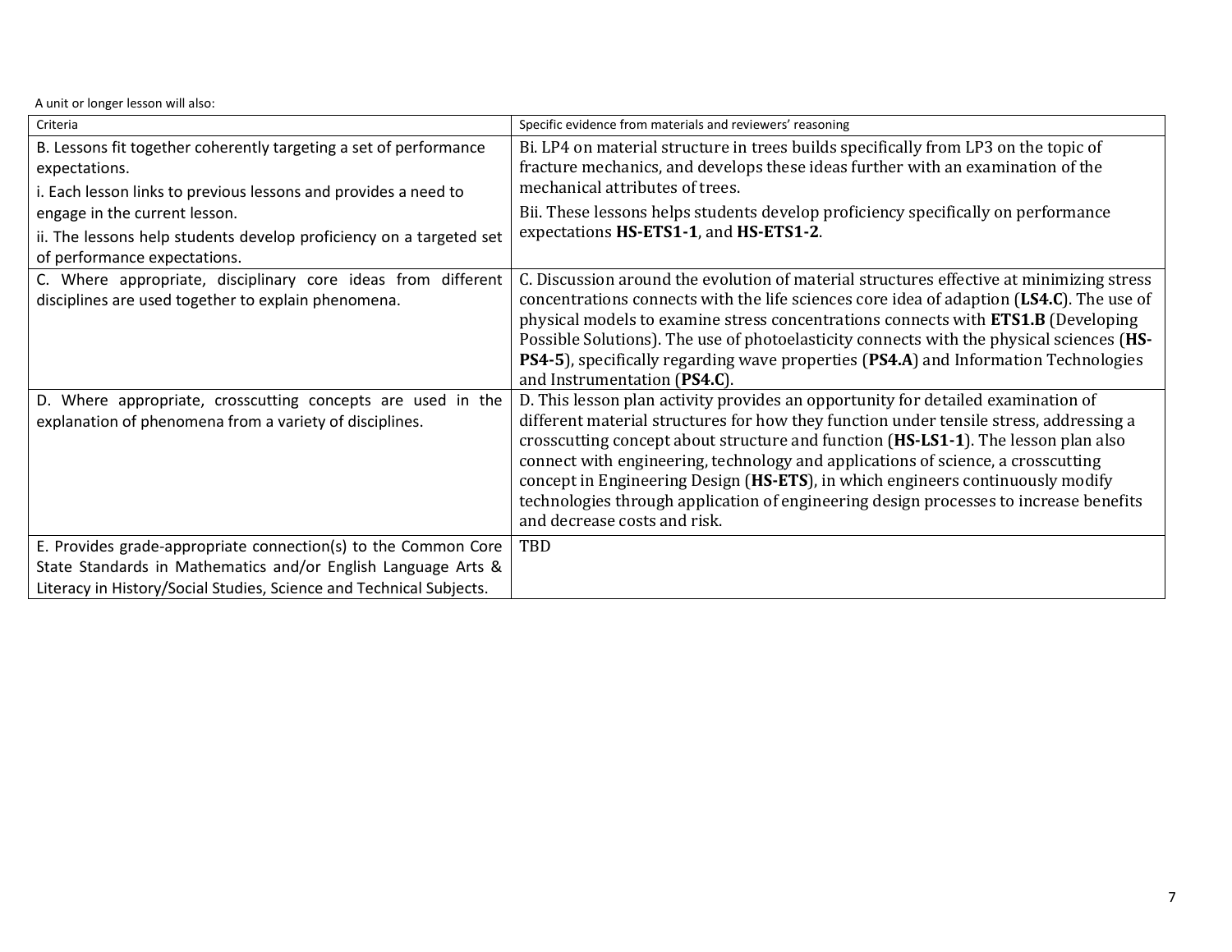A unit or longer lesson will also:

| Criteria | Specific evidence from materials and reviewers' reasoning |
|---|---|
| B. Lessons fit together coherently targeting a set of performance expectations.<br>i. Each lesson links to previous lessons and provides a need to engage in the current lesson.<br>ii. The lessons help students develop proficiency on a targeted set of performance expectations. | Bi. LP4 on material structure in trees builds specifically from LP3 on the topic of fracture mechanics, and develops these ideas further with an examination of the mechanical attributes of trees.<br>Bii. These lessons helps students develop proficiency specifically on performance expectations **HS-ETS1-1**, and **HS-ETS1-2**. |
| C. Where appropriate, disciplinary core ideas from different disciplines are used together to explain phenomena. | C. Discussion around the evolution of material structures effective at minimizing stress concentrations connects with the life sciences core idea of adaption (**LS4.C**). The use of physical models to examine stress concentrations connects with **ETS1.B** (Developing Possible Solutions). The use of photoelasticity connects with the physical sciences (**HS-PS4-5**), specifically regarding wave properties (**PS4.A**) and Information Technologies and Instrumentation (**PS4.C**). |
| D. Where appropriate, crosscutting concepts are used in the explanation of phenomena from a variety of disciplines. | D. This lesson plan activity provides an opportunity for detailed examination of different material structures for how they function under tensile stress, addressing a crosscutting concept about structure and function (**HS-LS1-1**). The lesson plan also connect with engineering, technology and applications of science, a crosscutting concept in Engineering Design (**HS-ETS**), in which engineers continuously modify technologies through application of engineering design processes to increase benefits and decrease costs and risk. |
| E. Provides grade-appropriate connection(s) to the Common Core State Standards in Mathematics and/or English Language Arts & Literacy in History/Social Studies, Science and Technical Subjects. | TBD |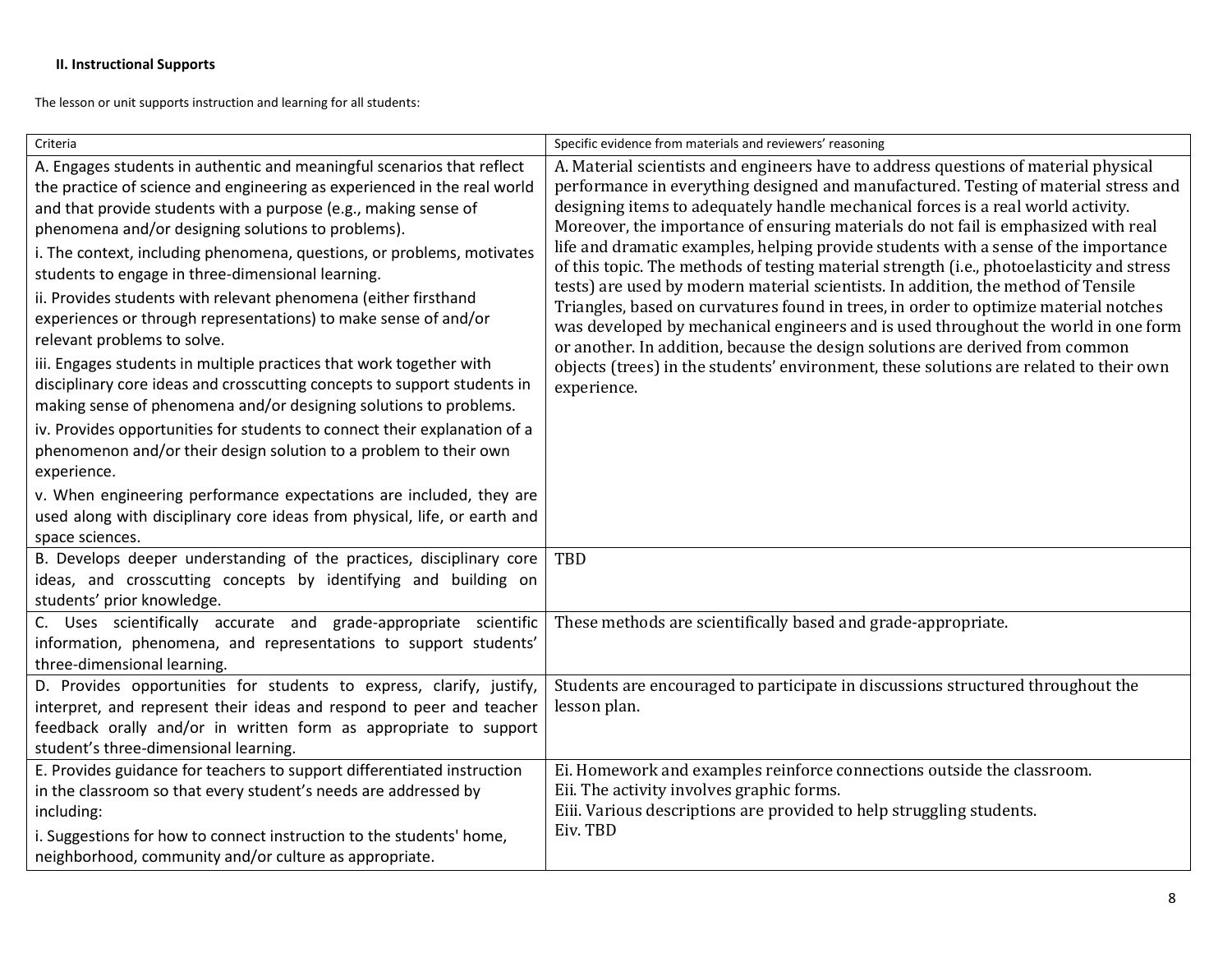**II. Instructional Supports**

The lesson or unit supports instruction and learning for all students:

| Criteria | Specific evidence from materials and reviewers' reasoning |
|---|---|
| A. Engages students in authentic and meaningful scenarios that reflect the practice of science and engineering as experienced in the real world and that provide students with a purpose (e.g., making sense of phenomena and/or designing solutions to problems).<br>i. The context, including phenomena, questions, or problems, motivates students to engage in three-dimensional learning.<br>ii. Provides students with relevant phenomena (either firsthand experiences or through representations) to make sense of and/or relevant problems to solve.<br>iii. Engages students in multiple practices that work together with disciplinary core ideas and crosscutting concepts to support students in making sense of phenomena and/or designing solutions to problems.<br>iv. Provides opportunities for students to connect their explanation of a phenomenon and/or their design solution to a problem to their own experience.<br>v. When engineering performance expectations are included, they are used along with disciplinary core ideas from physical, life, or earth and space sciences. | A. Material scientists and engineers have to address questions of material physical performance in everything designed and manufactured. Testing of material stress and designing items to adequately handle mechanical forces is a real world activity. Moreover, the importance of ensuring materials do not fail is emphasized with real life and dramatic examples, helping provide students with a sense of the importance of this topic. The methods of testing material strength (i.e., photoelasticity and stress tests) are used by modern material scientists. In addition, the method of Tensile Triangles, based on curvatures found in trees, in order to optimize material notches was developed by mechanical engineers and is used throughout the world in one form or another. In addition, because the design solutions are derived from common objects (trees) in the students' environment, these solutions are related to their own experience. |
| B. Develops deeper understanding of the practices, disciplinary core ideas, and crosscutting concepts by identifying and building on students' prior knowledge. | TBD |
| C. Uses scientifically accurate and grade-appropriate scientific information, phenomena, and representations to support students' three-dimensional learning. | These methods are scientifically based and grade-appropriate. |
| D. Provides opportunities for students to express, clarify, justify, interpret, and represent their ideas and respond to peer and teacher feedback orally and/or in written form as appropriate to support student's three-dimensional learning. | Students are encouraged to participate in discussions structured throughout the lesson plan. |
| E. Provides guidance for teachers to support differentiated instruction in the classroom so that every student's needs are addressed by including:<br>i. Suggestions for how to connect instruction to the students' home, neighborhood, community and/or culture as appropriate. | Ei. Homework and examples reinforce connections outside the classroom.<br>Eii. The activity involves graphic forms.<br>Eiii. Various descriptions are provided to help struggling students.<br>Eiv. TBD |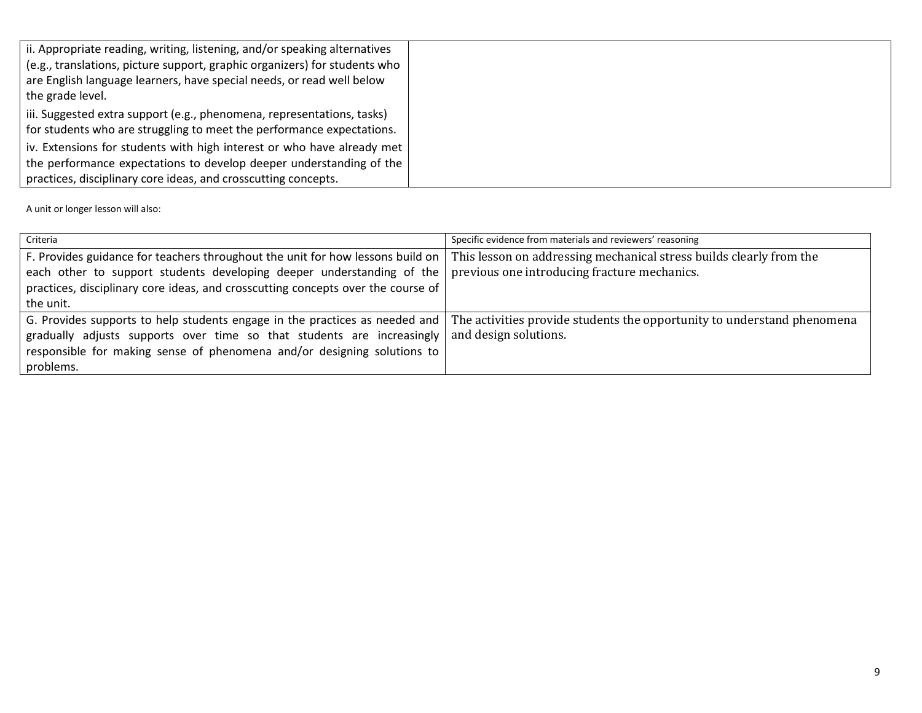| | |
|---|---|
| ii. Appropriate reading, writing, listening, and/or speaking alternatives (e.g., translations, picture support, graphic organizers) for students who are English language learners, have special needs, or read well below the grade level.<br>iii. Suggested extra support (e.g., phenomena, representations, tasks) for students who are struggling to meet the performance expectations.<br>iv. Extensions for students with high interest or who have already met the performance expectations to develop deeper understanding of the practices, disciplinary core ideas, and crosscutting concepts. | |

A unit or longer lesson will also:

| Criteria | Specific evidence from materials and reviewers' reasoning |
|---|---|
| F. Provides guidance for teachers throughout the unit for how lessons build on each other to support students developing deeper understanding of the practices, disciplinary core ideas, and crosscutting concepts over the course of the unit. | This lesson on addressing mechanical stress builds clearly from the previous one introducing fracture mechanics. |
| G. Provides supports to help students engage in the practices as needed and gradually adjusts supports over time so that students are increasingly responsible for making sense of phenomena and/or designing solutions to problems. | The activities provide students the opportunity to understand phenomena and design solutions. |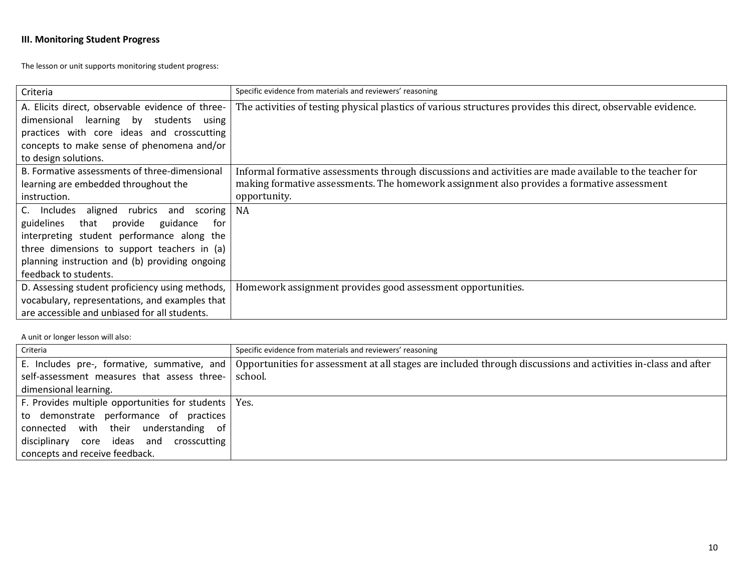### III. Monitoring Student Progress

The lesson or unit supports monitoring student progress:

| Criteria | Specific evidence from materials and reviewers' reasoning |
|---|---|
| A. Elicits direct, observable evidence of three-dimensional learning by students using practices with core ideas and crosscutting concepts to make sense of phenomena and/or to design solutions. | The activities of testing physical plastics of various structures provides this direct, observable evidence. |
| B. Formative assessments of three-dimensional learning are embedded throughout the instruction. | Informal formative assessments through discussions and activities are made available to the teacher for making formative assessments. The homework assignment also provides a formative assessment opportunity. |
| C. Includes aligned rubrics and scoring guidelines that provide guidance for interpreting student performance along the three dimensions to support teachers in (a) planning instruction and (b) providing ongoing feedback to students. | NA |
| D. Assessing student proficiency using methods, vocabulary, representations, and examples that are accessible and unbiased for all students. | Homework assignment provides good assessment opportunities. |

A unit or longer lesson will also:

| Criteria | Specific evidence from materials and reviewers' reasoning |
|---|---|
| E. Includes pre-, formative, summative, and self-assessment measures that assess three-dimensional learning. | Opportunities for assessment at all stages are included through discussions and activities in-class and after school. |
| F. Provides multiple opportunities for students to demonstrate performance of practices connected with their understanding of disciplinary core ideas and crosscutting concepts and receive feedback. | Yes. |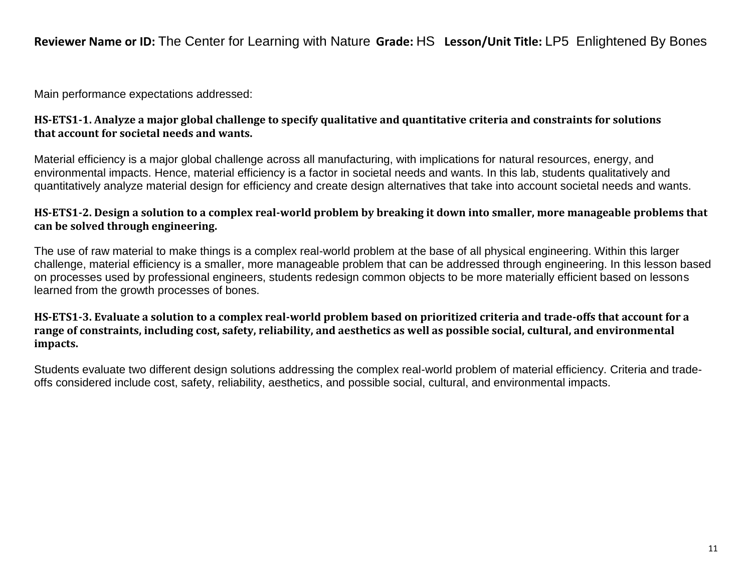**Reviewer Name or ID:** The Center for Learning with Nature **Grade:** HS **Lesson/Unit Title:** LP5 Enlightened By Bones

Main performance expectations addressed:

**HS-ETS1-1. Analyze a major global challenge to specify qualitative and quantitative criteria and constraints for solutions that account for societal needs and wants.**

Material efficiency is a major global challenge across all manufacturing, with implications for natural resources, energy, and environmental impacts. Hence, material efficiency is a factor in societal needs and wants. In this lab, students qualitatively and quantitatively analyze material design for efficiency and create design alternatives that take into account societal needs and wants.

**HS-ETS1-2. Design a solution to a complex real-world problem by breaking it down into smaller, more manageable problems that can be solved through engineering.**

The use of raw material to make things is a complex real-world problem at the base of all physical engineering. Within this larger challenge, material efficiency is a smaller, more manageable problem that can be addressed through engineering. In this lesson based on processes used by professional engineers, students redesign common objects to be more materially efficient based on lessons learned from the growth processes of bones.

**HS-ETS1-3. Evaluate a solution to a complex real-world problem based on prioritized criteria and trade-offs that account for a range of constraints, including cost, safety, reliability, and aesthetics as well as possible social, cultural, and environmental impacts.**

Students evaluate two different design solutions addressing the complex real-world problem of material efficiency. Criteria and trade-offs considered include cost, safety, reliability, aesthetics, and possible social, cultural, and environmental impacts.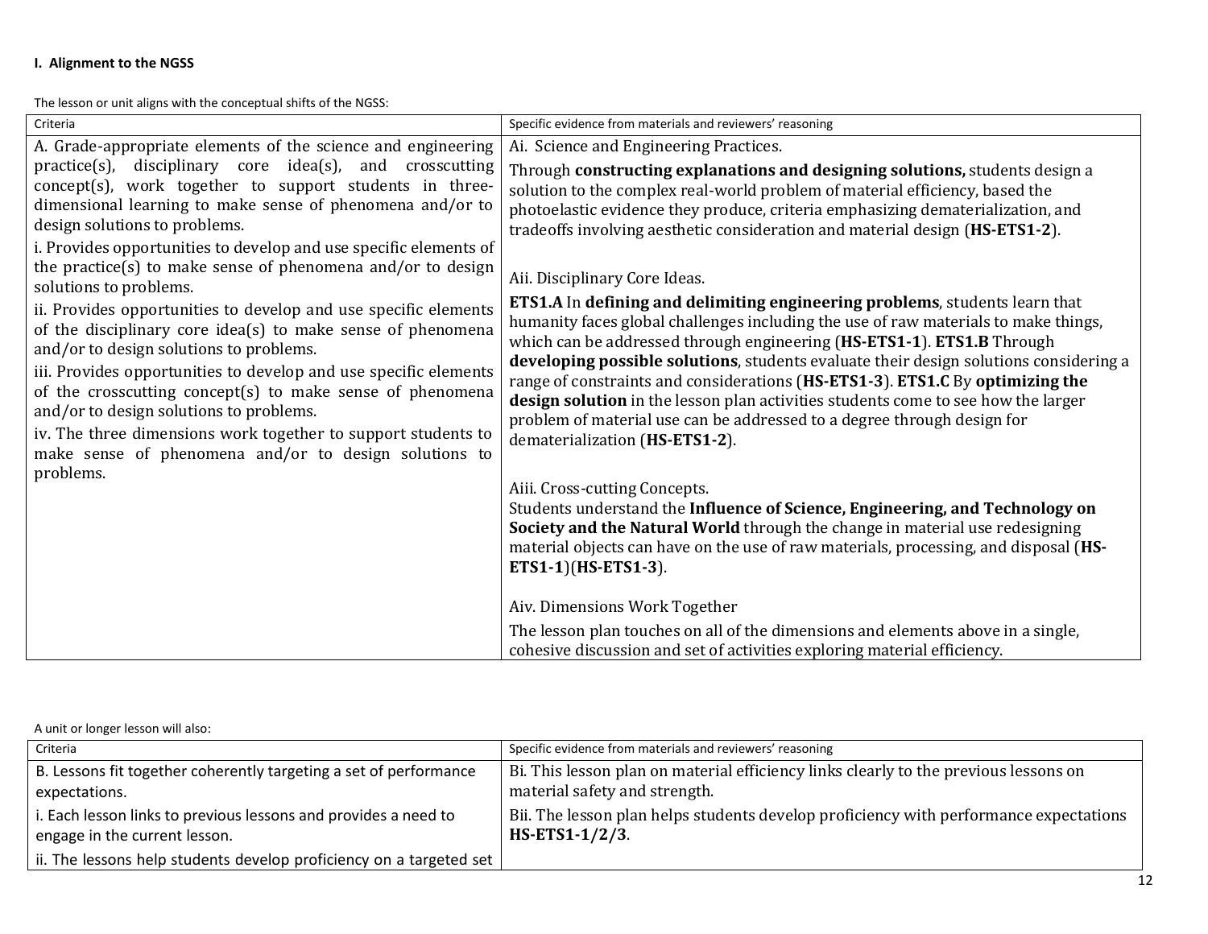**I. Alignment to the NGSS**

The lesson or unit aligns with the conceptual shifts of the NGSS:

| Criteria | Specific evidence from materials and reviewers' reasoning |
| --- | --- |
| A. Grade-appropriate elements of the science and engineering practice(s), disciplinary core idea(s), and crosscutting concept(s), work together to support students in three-dimensional learning to make sense of phenomena and/or to design solutions to problems.<br>i. Provides opportunities to develop and use specific elements of the practice(s) to make sense of phenomena and/or to design solutions to problems.<br>ii. Provides opportunities to develop and use specific elements of the disciplinary core idea(s) to make sense of phenomena and/or to design solutions to problems.<br>iii. Provides opportunities to develop and use specific elements of the crosscutting concept(s) to make sense of phenomena and/or to design solutions to problems.<br>iv. The three dimensions work together to support students to make sense of phenomena and/or to design solutions to problems. | Ai. Science and Engineering Practices.<br>Through **constructing explanations and designing solutions,** students design a solution to the complex real-world problem of material efficiency, based the photoelastic evidence they produce, criteria emphasizing dematerialization, and tradeoffs involving aesthetic consideration and material design (**HS-ETS1-2**).<br><br>Aii. Disciplinary Core Ideas.<br>**ETS1.A** In **defining and delimiting engineering problems**, students learn that humanity faces global challenges including the use of raw materials to make things, which can be addressed through engineering (**HS-ETS1-1**). **ETS1.B** Through **developing possible solutions**, students evaluate their design solutions considering a range of constraints and considerations (**HS-ETS1-3**). **ETS1.C** By **optimizing the design solution** in the lesson plan activities students come to see how the larger problem of material use can be addressed to a degree through design for dematerialization (**HS-ETS1-2**).<br><br>Aiii. Cross-cutting Concepts.<br>Students understand the **Influence of Science, Engineering, and Technology on Society and the Natural World** through the change in material use redesigning material objects can have on the use of raw materials, processing, and disposal (**HS-ETS1-1**)(**HS-ETS1-3**).<br><br>Aiv. Dimensions Work Together<br>The lesson plan touches on all of the dimensions and elements above in a single, cohesive discussion and set of activities exploring material efficiency. |

A unit or longer lesson will also:

| Criteria | Specific evidence from materials and reviewers' reasoning |
| --- | --- |
| B. Lessons fit together coherently targeting a set of performance expectations.<br>i. Each lesson links to previous lessons and provides a need to engage in the current lesson.<br>ii. The lessons help students develop proficiency on a targeted set | Bi. This lesson plan on material efficiency links clearly to the previous lessons on material safety and strength.<br>Bii. The lesson plan helps students develop proficiency with performance expectations **HS-ETS1-1/2/3**. |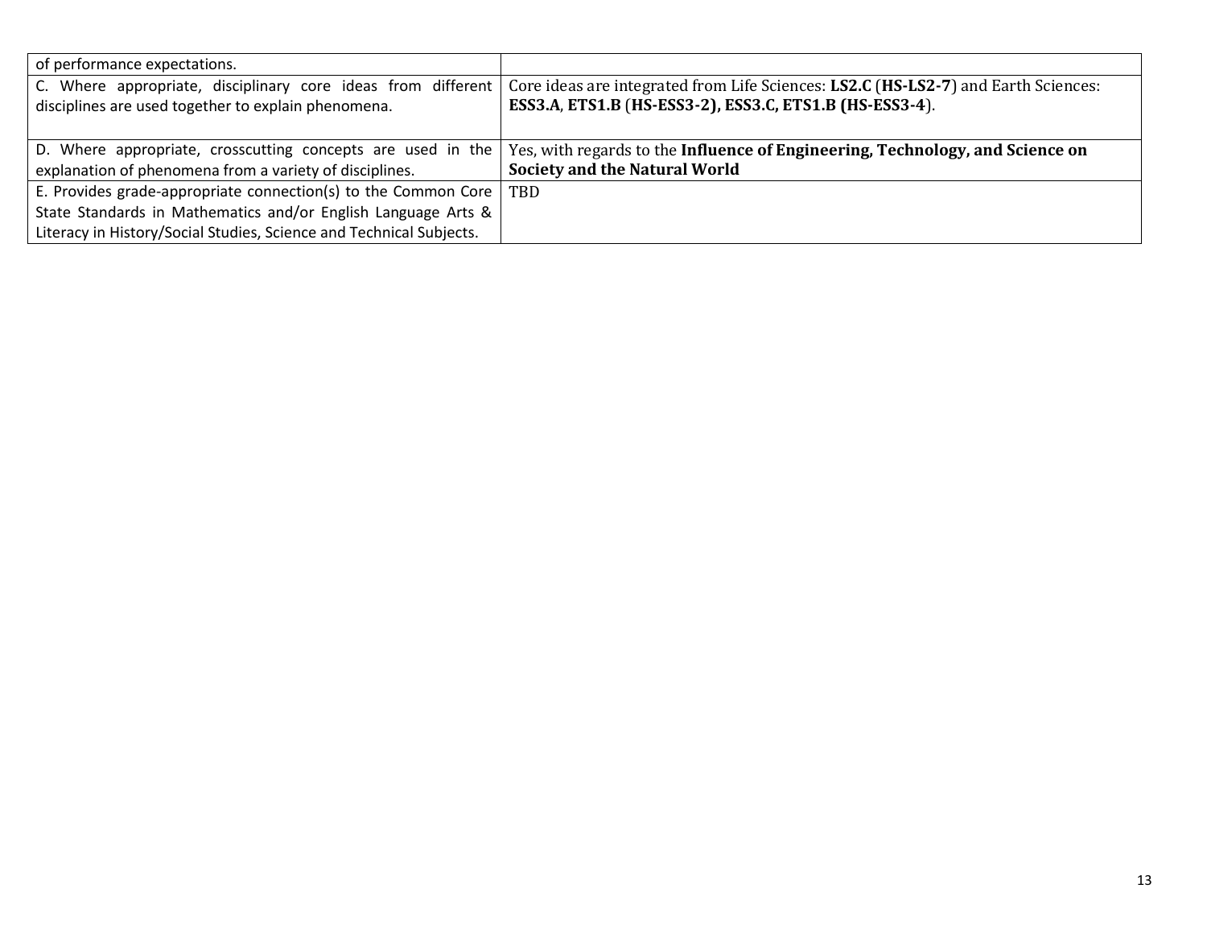| | |
|---|---|
| of performance expectations. | |
| C. Where appropriate, disciplinary core ideas from different disciplines are used together to explain phenomena. | Core ideas are integrated from Life Sciences: **LS2.C** (**HS-LS2-7**) and Earth Sciences: **ESS3.A**, **ETS1.B** (**HS-ESS3-2), ESS3.C, ETS1.B (HS-ESS3-4**). |
| D. Where appropriate, crosscutting concepts are used in the explanation of phenomena from a variety of disciplines. | Yes, with regards to the **Influence of Engineering, Technology, and Science on Society and the Natural World** |
| E. Provides grade-appropriate connection(s) to the Common Core State Standards in Mathematics and/or English Language Arts & Literacy in History/Social Studies, Science and Technical Subjects. | TBD |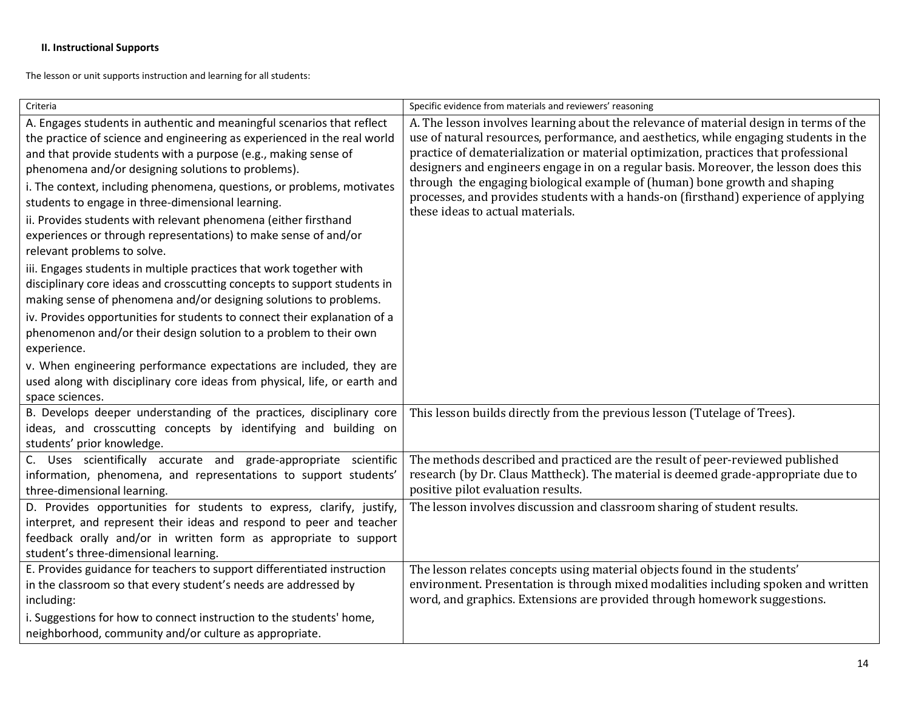#### II. Instructional Supports

The lesson or unit supports instruction and learning for all students:

| Criteria | Specific evidence from materials and reviewers' reasoning |
|---|---|
| A. Engages students in authentic and meaningful scenarios that reflect the practice of science and engineering as experienced in the real world and that provide students with a purpose (e.g., making sense of phenomena and/or designing solutions to problems).<br>i. The context, including phenomena, questions, or problems, motivates students to engage in three-dimensional learning.<br>ii. Provides students with relevant phenomena (either firsthand experiences or through representations) to make sense of and/or relevant problems to solve.<br>iii. Engages students in multiple practices that work together with disciplinary core ideas and crosscutting concepts to support students in making sense of phenomena and/or designing solutions to problems.<br>iv. Provides opportunities for students to connect their explanation of a phenomenon and/or their design solution to a problem to their own experience.<br>v. When engineering performance expectations are included, they are used along with disciplinary core ideas from physical, life, or earth and space sciences. | A. The lesson involves learning about the relevance of material design in terms of the use of natural resources, performance, and aesthetics, while engaging students in the practice of dematerialization or material optimization, practices that professional designers and engineers engage in on a regular basis. Moreover, the lesson does this through the engaging biological example of (human) bone growth and shaping processes, and provides students with a hands-on (firsthand) experience of applying these ideas to actual materials. |
| B. Develops deeper understanding of the practices, disciplinary core ideas, and crosscutting concepts by identifying and building on students' prior knowledge. | This lesson builds directly from the previous lesson (Tutelage of Trees). |
| C. Uses scientifically accurate and grade-appropriate scientific information, phenomena, and representations to support students' three-dimensional learning. | The methods described and practiced are the result of peer-reviewed published research (by Dr. Claus Mattheck). The material is deemed grade-appropriate due to positive pilot evaluation results. |
| D. Provides opportunities for students to express, clarify, justify, interpret, and represent their ideas and respond to peer and teacher feedback orally and/or in written form as appropriate to support student's three-dimensional learning. | The lesson involves discussion and classroom sharing of student results. |
| E. Provides guidance for teachers to support differentiated instruction in the classroom so that every student's needs are addressed by including:<br>i. Suggestions for how to connect instruction to the students' home, neighborhood, community and/or culture as appropriate. | The lesson relates concepts using material objects found in the students' environment. Presentation is through mixed modalities including spoken and written word, and graphics. Extensions are provided through homework suggestions. |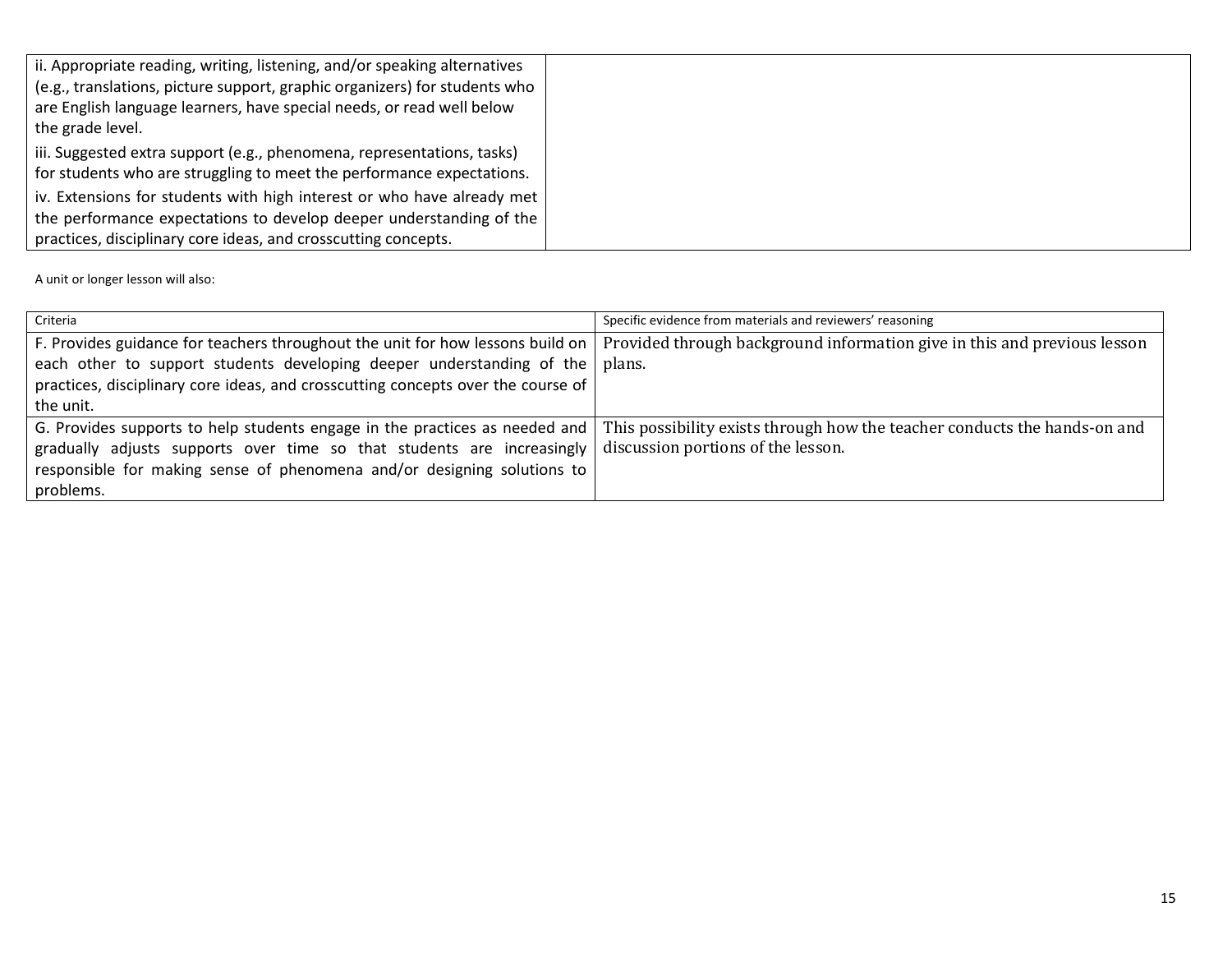| | |
|---|---|
| ii. Appropriate reading, writing, listening, and/or speaking alternatives (e.g., translations, picture support, graphic organizers) for students who are English language learners, have special needs, or read well below the grade level.<br>iii. Suggested extra support (e.g., phenomena, representations, tasks) for students who are struggling to meet the performance expectations.<br>iv. Extensions for students with high interest or who have already met the performance expectations to develop deeper understanding of the practices, disciplinary core ideas, and crosscutting concepts. | |

A unit or longer lesson will also:

| Criteria | Specific evidence from materials and reviewers' reasoning |
|---|---|
| F. Provides guidance for teachers throughout the unit for how lessons build on each other to support students developing deeper understanding of the practices, disciplinary core ideas, and crosscutting concepts over the course of the unit. | Provided through background information give in this and previous lesson plans. |
| G. Provides supports to help students engage in the practices as needed and gradually adjusts supports over time so that students are increasingly responsible for making sense of phenomena and/or designing solutions to problems. | This possibility exists through how the teacher conducts the hands-on and discussion portions of the lesson. |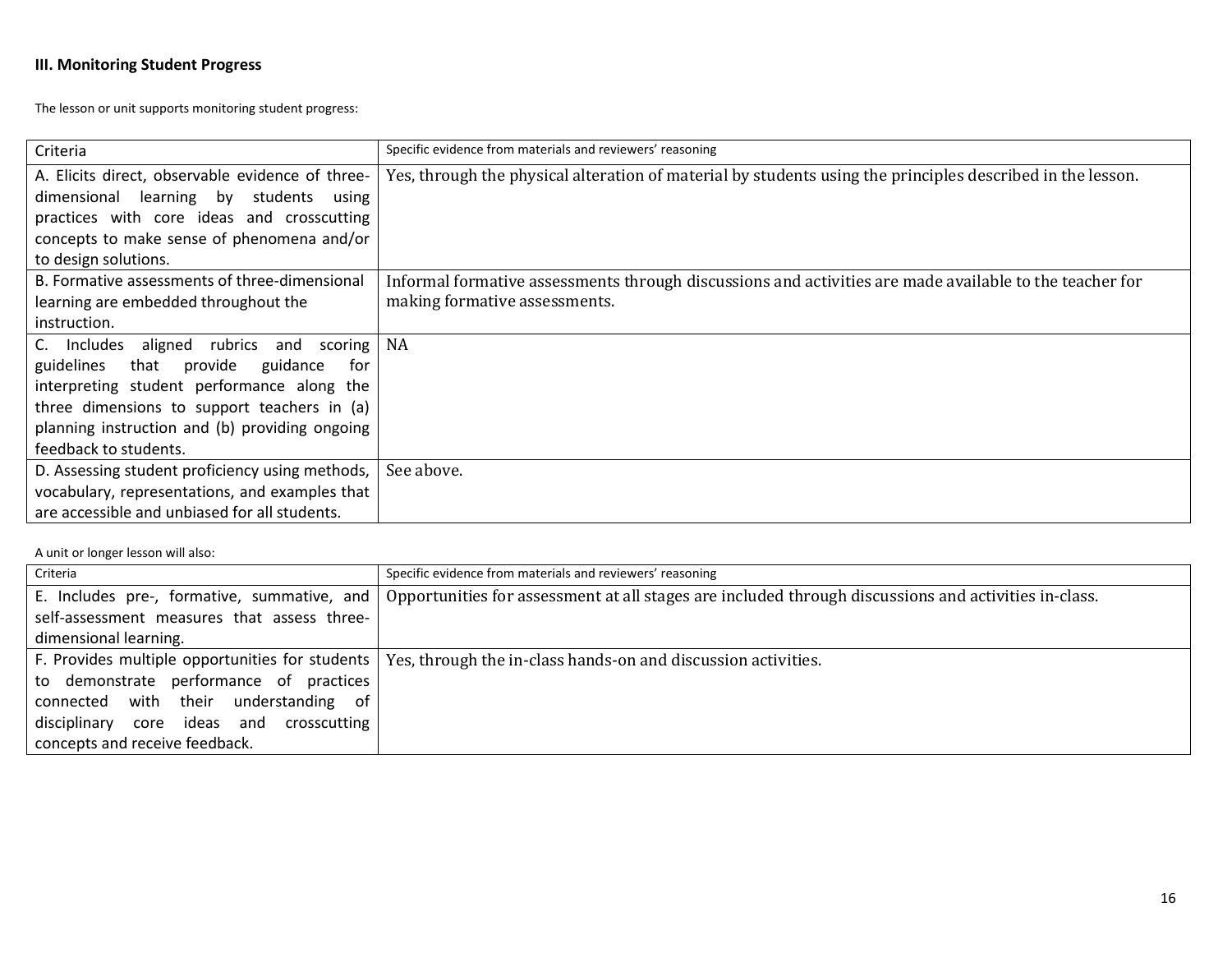**III. Monitoring Student Progress**

The lesson or unit supports monitoring student progress:

| Criteria | Specific evidence from materials and reviewers' reasoning |
|---|---|
| A. Elicits direct, observable evidence of three-dimensional learning by students using practices with core ideas and crosscutting concepts to make sense of phenomena and/or to design solutions. | Yes, through the physical alteration of material by students using the principles described in the lesson. |
| B. Formative assessments of three-dimensional learning are embedded throughout the instruction. | Informal formative assessments through discussions and activities are made available to the teacher for making formative assessments. |
| C. Includes aligned rubrics and scoring guidelines that provide guidance for interpreting student performance along the three dimensions to support teachers in (a) planning instruction and (b) providing ongoing feedback to students. | NA |
| D. Assessing student proficiency using methods, vocabulary, representations, and examples that are accessible and unbiased for all students. | See above. |

A unit or longer lesson will also:

| Criteria | Specific evidence from materials and reviewers' reasoning |
|---|---|
| E. Includes pre-, formative, summative, and self-assessment measures that assess three-dimensional learning. | Opportunities for assessment at all stages are included through discussions and activities in-class. |
| F. Provides multiple opportunities for students to demonstrate performance of practices connected with their understanding of disciplinary core ideas and crosscutting concepts and receive feedback. | Yes, through the in-class hands-on and discussion activities. |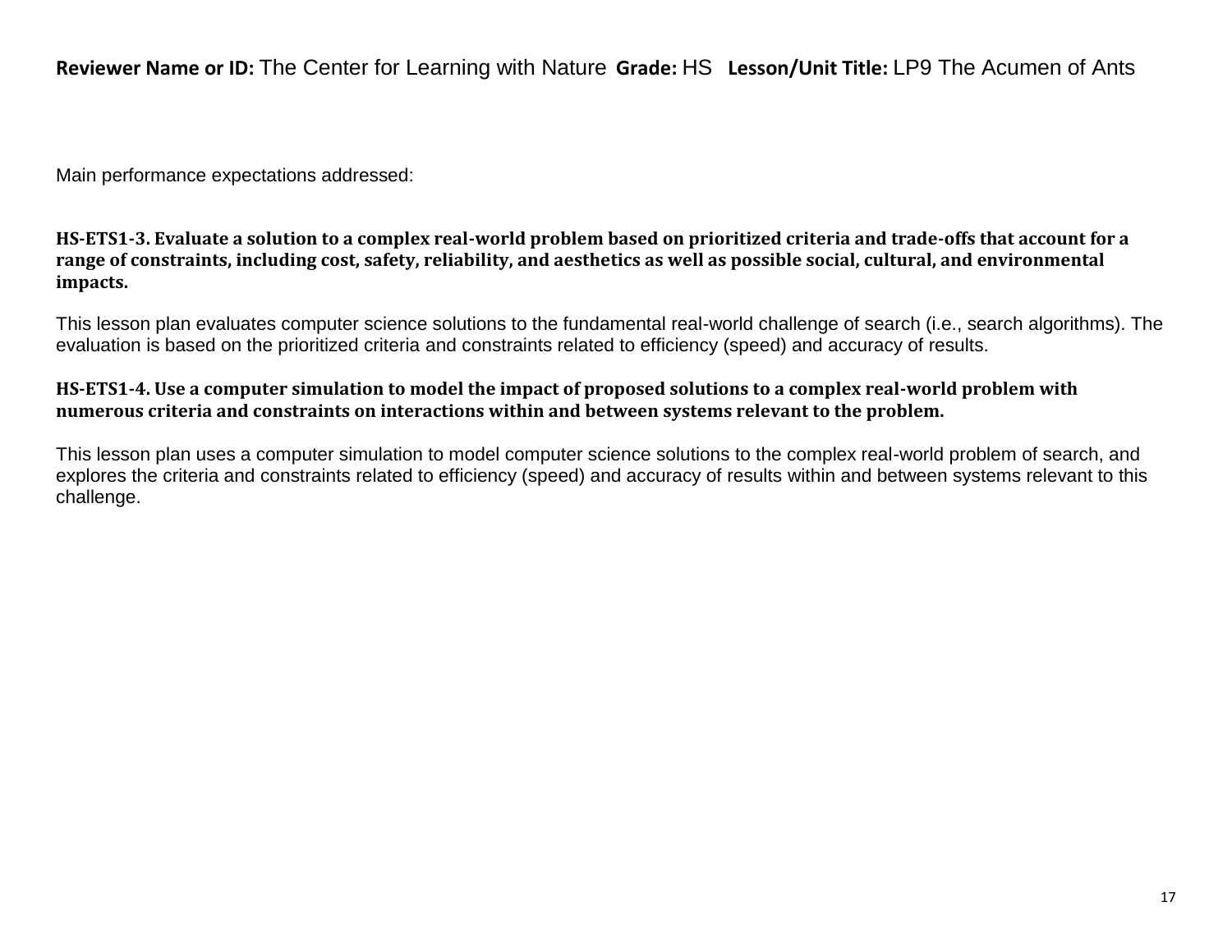**Reviewer Name or ID:** The Center for Learning with Nature **Grade:** HS **Lesson/Unit Title:** LP9 The Acumen of Ants

Main performance expectations addressed:

**HS-ETS1-3. Evaluate a solution to a complex real-world problem based on prioritized criteria and trade-offs that account for a range of constraints, including cost, safety, reliability, and aesthetics as well as possible social, cultural, and environmental impacts.**

This lesson plan evaluates computer science solutions to the fundamental real-world challenge of search (i.e., search algorithms). The evaluation is based on the prioritized criteria and constraints related to efficiency (speed) and accuracy of results.

**HS-ETS1-4. Use a computer simulation to model the impact of proposed solutions to a complex real-world problem with numerous criteria and constraints on interactions within and between systems relevant to the problem.**

This lesson plan uses a computer simulation to model computer science solutions to the complex real-world problem of search, and explores the criteria and constraints related to efficiency (speed) and accuracy of results within and between systems relevant to this challenge.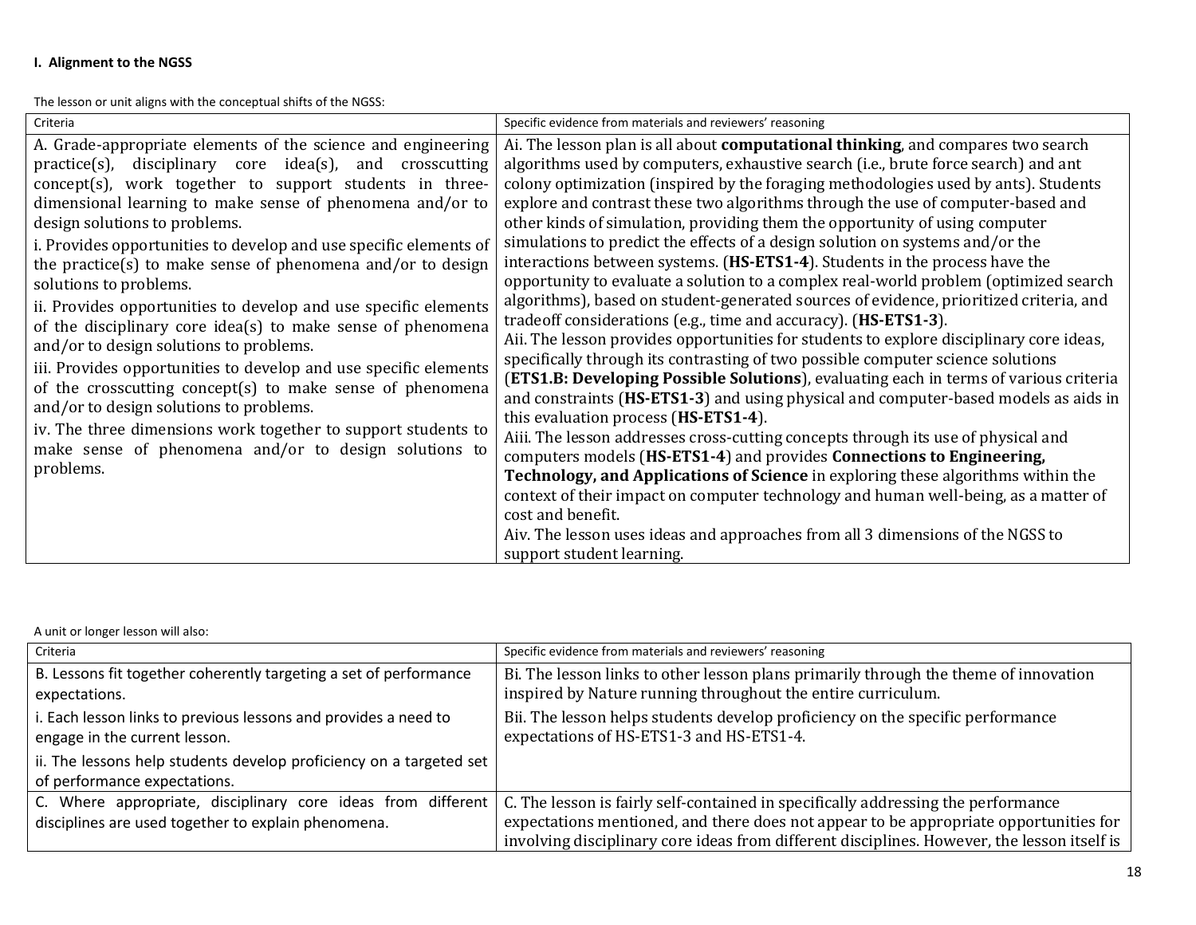**I. Alignment to the NGSS**

The lesson or unit aligns with the conceptual shifts of the NGSS:

| Criteria | Specific evidence from materials and reviewers' reasoning |
|---|---|
| A. Grade-appropriate elements of the science and engineering practice(s), disciplinary core idea(s), and crosscutting concept(s), work together to support students in three-dimensional learning to make sense of phenomena and/or to design solutions to problems.<br>i. Provides opportunities to develop and use specific elements of the practice(s) to make sense of phenomena and/or to design solutions to problems.<br>ii. Provides opportunities to develop and use specific elements of the disciplinary core idea(s) to make sense of phenomena and/or to design solutions to problems.<br>iii. Provides opportunities to develop and use specific elements of the crosscutting concept(s) to make sense of phenomena and/or to design solutions to problems.<br>iv. The three dimensions work together to support students to make sense of phenomena and/or to design solutions to problems. | Ai. The lesson plan is all about **computational thinking**, and compares two search algorithms used by computers, exhaustive search (i.e., brute force search) and ant colony optimization (inspired by the foraging methodologies used by ants). Students explore and contrast these two algorithms through the use of computer-based and other kinds of simulation, providing them the opportunity of using computer simulations to predict the effects of a design solution on systems and/or the interactions between systems. (**HS-ETS1-4**). Students in the process have the opportunity to evaluate a solution to a complex real-world problem (optimized search algorithms), based on student-generated sources of evidence, prioritized criteria, and tradeoff considerations (e.g., time and accuracy). (**HS-ETS1-3**).<br>Aii. The lesson provides opportunities for students to explore disciplinary core ideas, specifically through its contrasting of two possible computer science solutions (**ETS1.B: Developing Possible Solutions**), evaluating each in terms of various criteria and constraints (**HS-ETS1-3**) and using physical and computer-based models as aids in this evaluation process (**HS-ETS1-4**).<br>Aiii. The lesson addresses cross-cutting concepts through its use of physical and computers models (**HS-ETS1-4**) and provides **Connections to Engineering, Technology, and Applications of Science** in exploring these algorithms within the context of their impact on computer technology and human well-being, as a matter of cost and benefit.<br>Aiv. The lesson uses ideas and approaches from all 3 dimensions of the NGSS to support student learning. |

A unit or longer lesson will also:

| Criteria | Specific evidence from materials and reviewers' reasoning |
|---|---|
| B. Lessons fit together coherently targeting a set of performance expectations.<br>i. Each lesson links to previous lessons and provides a need to engage in the current lesson.<br>ii. The lessons help students develop proficiency on a targeted set of performance expectations. | Bi. The lesson links to other lesson plans primarily through the theme of innovation inspired by Nature running throughout the entire curriculum.<br>Bii. The lesson helps students develop proficiency on the specific performance expectations of HS-ETS1-3 and HS-ETS1-4. |
| C. Where appropriate, disciplinary core ideas from different disciplines are used together to explain phenomena. | C. The lesson is fairly self-contained in specifically addressing the performance expectations mentioned, and there does not appear to be appropriate opportunities for involving disciplinary core ideas from different disciplines. However, the lesson itself is |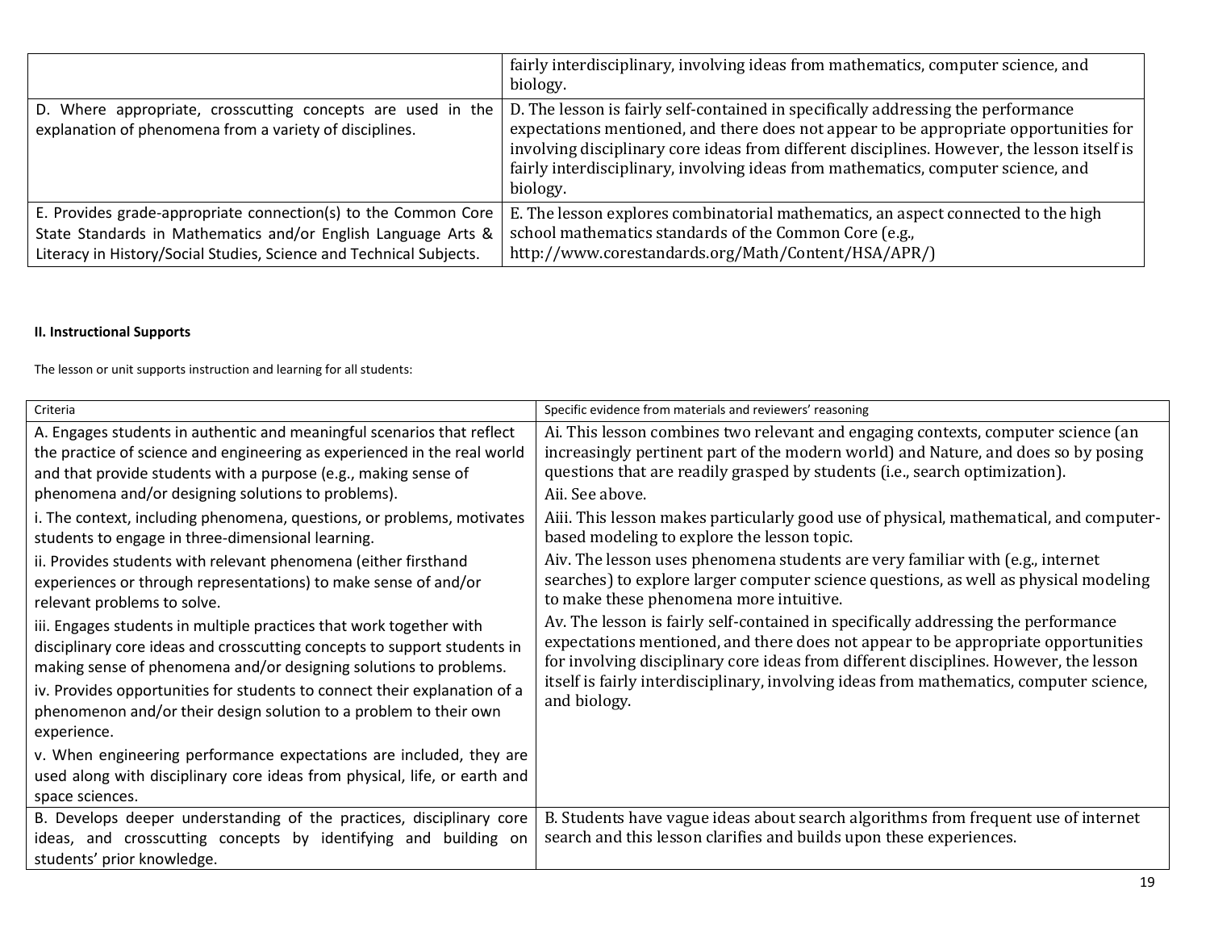| | |
|---|---|
| | fairly interdisciplinary, involving ideas from mathematics, computer science, and biology. |
| D. Where appropriate, crosscutting concepts are used in the explanation of phenomena from a variety of disciplines. | D. The lesson is fairly self-contained in specifically addressing the performance expectations mentioned, and there does not appear to be appropriate opportunities for involving disciplinary core ideas from different disciplines. However, the lesson itself is fairly interdisciplinary, involving ideas from mathematics, computer science, and biology. |
| E. Provides grade-appropriate connection(s) to the Common Core State Standards in Mathematics and/or English Language Arts & Literacy in History/Social Studies, Science and Technical Subjects. | E. The lesson explores combinatorial mathematics, an aspect connected to the high school mathematics standards of the Common Core (e.g., http://www.corestandards.org/Math/Content/HSA/APR/) |

**II. Instructional Supports**

The lesson or unit supports instruction and learning for all students:

| Criteria | Specific evidence from materials and reviewers' reasoning |
|---|---|
| A. Engages students in authentic and meaningful scenarios that reflect the practice of science and engineering as experienced in the real world and that provide students with a purpose (e.g., making sense of phenomena and/or designing solutions to problems).<br>i. The context, including phenomena, questions, or problems, motivates students to engage in three-dimensional learning.<br>ii. Provides students with relevant phenomena (either firsthand experiences or through representations) to make sense of and/or relevant problems to solve.<br>iii. Engages students in multiple practices that work together with disciplinary core ideas and crosscutting concepts to support students in making sense of phenomena and/or designing solutions to problems.<br>iv. Provides opportunities for students to connect their explanation of a phenomenon and/or their design solution to a problem to their own experience.<br>v. When engineering performance expectations are included, they are used along with disciplinary core ideas from physical, life, or earth and space sciences. | Ai. This lesson combines two relevant and engaging contexts, computer science (an increasingly pertinent part of the modern world) and Nature, and does so by posing questions that are readily grasped by students (i.e., search optimization).<br>Aii. See above.<br>Aiii. This lesson makes particularly good use of physical, mathematical, and computer-based modeling to explore the lesson topic.<br>Aiv. The lesson uses phenomena students are very familiar with (e.g., internet searches) to explore larger computer science questions, as well as physical modeling to make these phenomena more intuitive.<br>Av. The lesson is fairly self-contained in specifically addressing the performance expectations mentioned, and there does not appear to be appropriate opportunities for involving disciplinary core ideas from different disciplines. However, the lesson itself is fairly interdisciplinary, involving ideas from mathematics, computer science, and biology. |
| B. Develops deeper understanding of the practices, disciplinary core ideas, and crosscutting concepts by identifying and building on students' prior knowledge. | B. Students have vague ideas about search algorithms from frequent use of internet search and this lesson clarifies and builds upon these experiences. |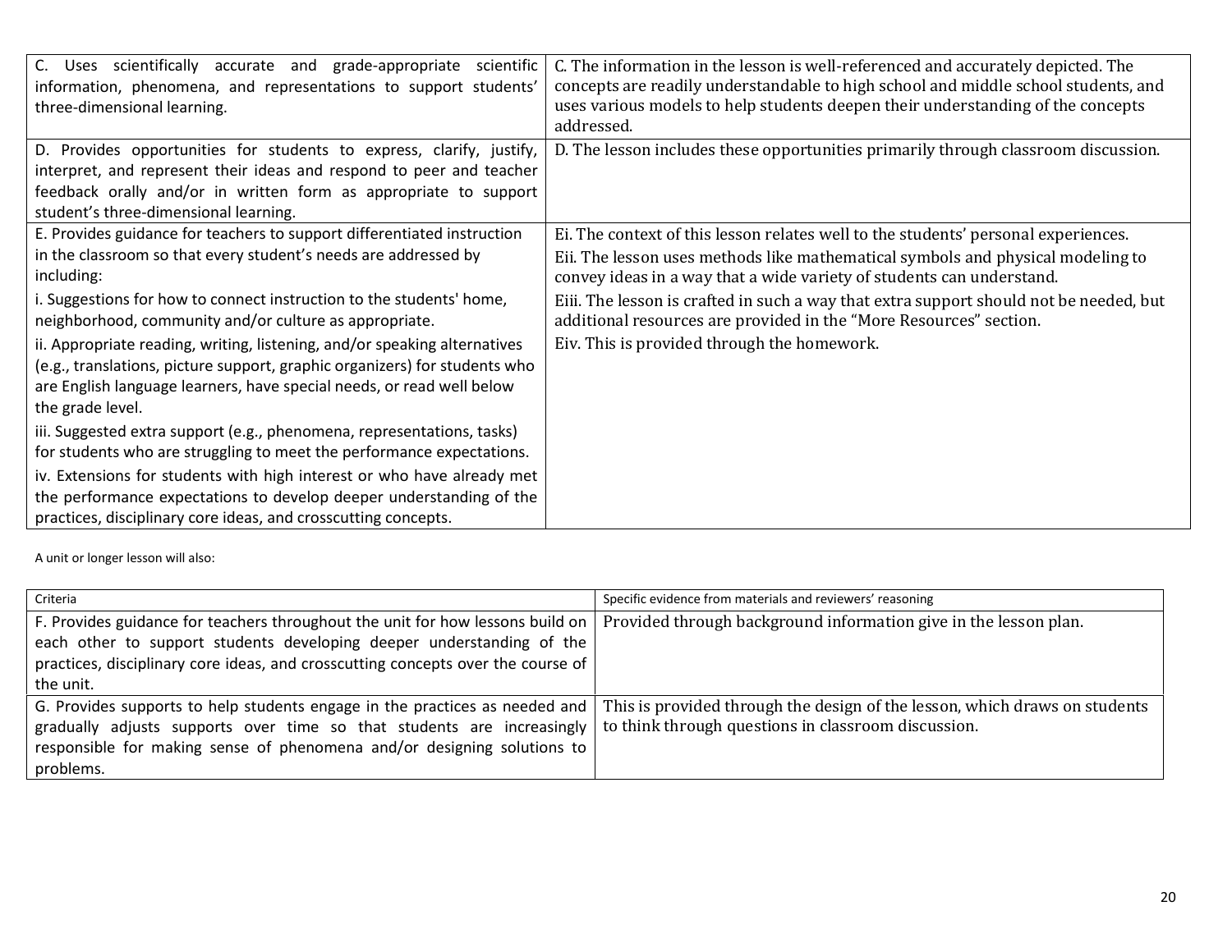| | |
|---|---|
| C. Uses scientifically accurate and grade-appropriate scientific information, phenomena, and representations to support students' three-dimensional learning. | C. The information in the lesson is well-referenced and accurately depicted. The concepts are readily understandable to high school and middle school students, and uses various models to help students deepen their understanding of the concepts addressed. |
| D. Provides opportunities for students to express, clarify, justify, interpret, and represent their ideas and respond to peer and teacher feedback orally and/or in written form as appropriate to support student's three-dimensional learning. | D. The lesson includes these opportunities primarily through classroom discussion. |
| E. Provides guidance for teachers to support differentiated instruction in the classroom so that every student's needs are addressed by including:<br>i. Suggestions for how to connect instruction to the students' home, neighborhood, community and/or culture as appropriate.<br>ii. Appropriate reading, writing, listening, and/or speaking alternatives (e.g., translations, picture support, graphic organizers) for students who are English language learners, have special needs, or read well below the grade level.<br>iii. Suggested extra support (e.g., phenomena, representations, tasks) for students who are struggling to meet the performance expectations.<br>iv. Extensions for students with high interest or who have already met the performance expectations to develop deeper understanding of the practices, disciplinary core ideas, and crosscutting concepts. | Ei. The context of this lesson relates well to the students' personal experiences.<br>Eii. The lesson uses methods like mathematical symbols and physical modeling to convey ideas in a way that a wide variety of students can understand.<br>Eiii. The lesson is crafted in such a way that extra support should not be needed, but additional resources are provided in the "More Resources" section.<br>Eiv. This is provided through the homework. |

A unit or longer lesson will also:

| Criteria | Specific evidence from materials and reviewers' reasoning |
|---|---|
| F. Provides guidance for teachers throughout the unit for how lessons build on each other to support students developing deeper understanding of the practices, disciplinary core ideas, and crosscutting concepts over the course of the unit. | Provided through background information give in the lesson plan. |
| G. Provides supports to help students engage in the practices as needed and gradually adjusts supports over time so that students are increasingly responsible for making sense of phenomena and/or designing solutions to problems. | This is provided through the design of the lesson, which draws on students to think through questions in classroom discussion. |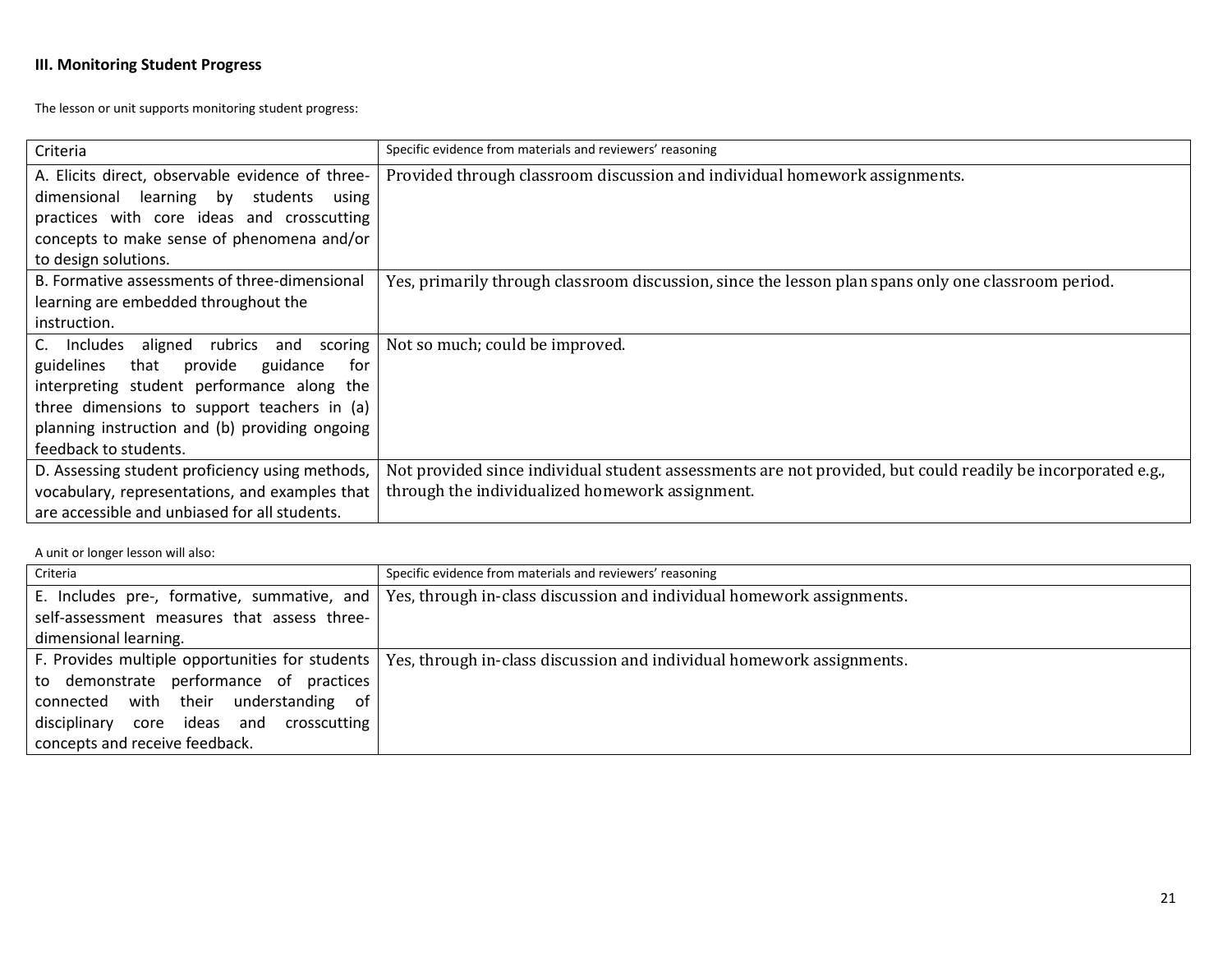**III. Monitoring Student Progress**

The lesson or unit supports monitoring student progress:

| Criteria | Specific evidence from materials and reviewers' reasoning |
|---|---|
| A. Elicits direct, observable evidence of three-dimensional learning by students using practices with core ideas and crosscutting concepts to make sense of phenomena and/or to design solutions. | Provided through classroom discussion and individual homework assignments. |
| B. Formative assessments of three-dimensional learning are embedded throughout the instruction. | Yes, primarily through classroom discussion, since the lesson plan spans only one classroom period. |
| C. Includes aligned rubrics and scoring guidelines that provide guidance for interpreting student performance along the three dimensions to support teachers in (a) planning instruction and (b) providing ongoing feedback to students. | Not so much; could be improved. |
| D. Assessing student proficiency using methods, vocabulary, representations, and examples that are accessible and unbiased for all students. | Not provided since individual student assessments are not provided, but could readily be incorporated e.g., through the individualized homework assignment. |

A unit or longer lesson will also:

| Criteria | Specific evidence from materials and reviewers' reasoning |
|---|---|
| E. Includes pre-, formative, summative, and self-assessment measures that assess three-dimensional learning. | Yes, through in-class discussion and individual homework assignments. |
| F. Provides multiple opportunities for students to demonstrate performance of practices connected with their understanding of disciplinary core ideas and crosscutting concepts and receive feedback. | Yes, through in-class discussion and individual homework assignments. |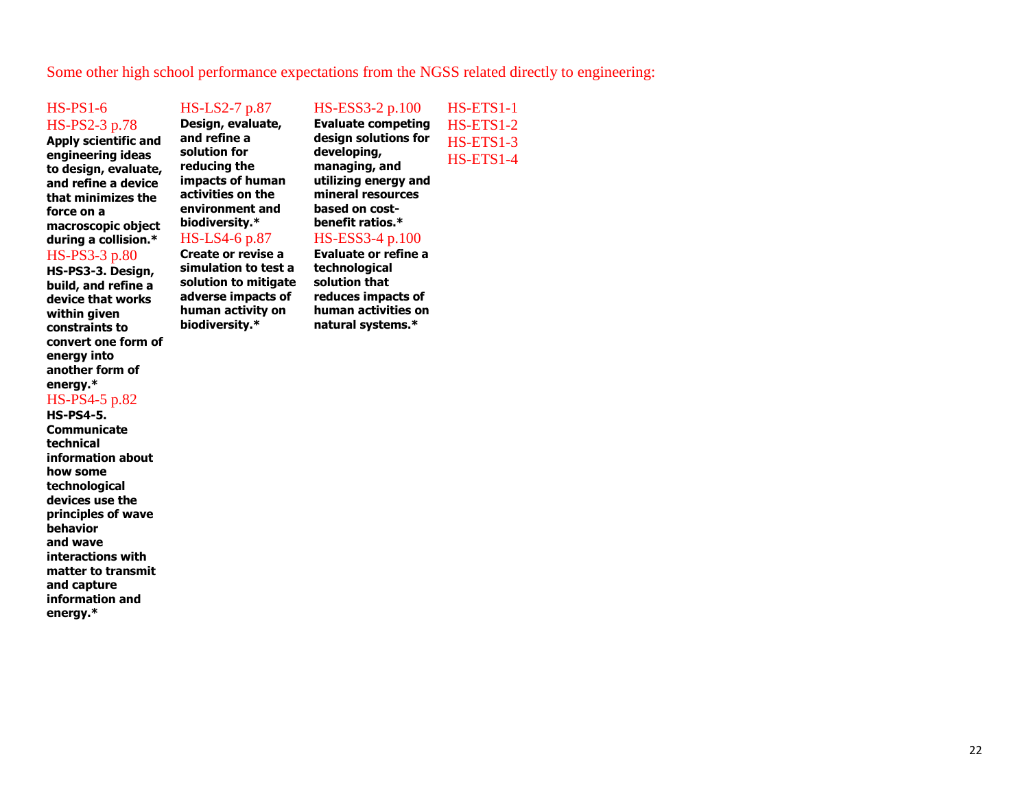Some other high school performance expectations from the NGSS related directly to engineering:

HS-PS1-6

HS-PS2-3 p.78

**Apply scientific and engineering ideas to design, evaluate, and refine a device that minimizes the force on a macroscopic object during a collision.***

HS-PS3-3 p.80

**HS-PS3-3. Design, build, and refine a device that works within given constraints to convert one form of energy into another form of energy.***

HS-PS4-5 p.82

**HS-PS4-5. Communicate technical information about how some technological devices use the principles of wave behavior and wave interactions with matter to transmit and capture information and energy.***

HS-LS2-7 p.87

**Design, evaluate, and refine a solution for reducing the impacts of human activities on the environment and biodiversity.***

HS-LS4-6 p.87

**Create or revise a simulation to test a solution to mitigate adverse impacts of human activity on biodiversity.***

HS-ESS3-2 p.100

**Evaluate competing design solutions for developing, managing, and utilizing energy and mineral resources based on cost-benefit ratios.***

HS-ESS3-4 p.100

**Evaluate or refine a technological solution that reduces impacts of human activities on natural systems.***

HS-ETS1-1

HS-ETS1-2

HS-ETS1-3

HS-ETS1-4